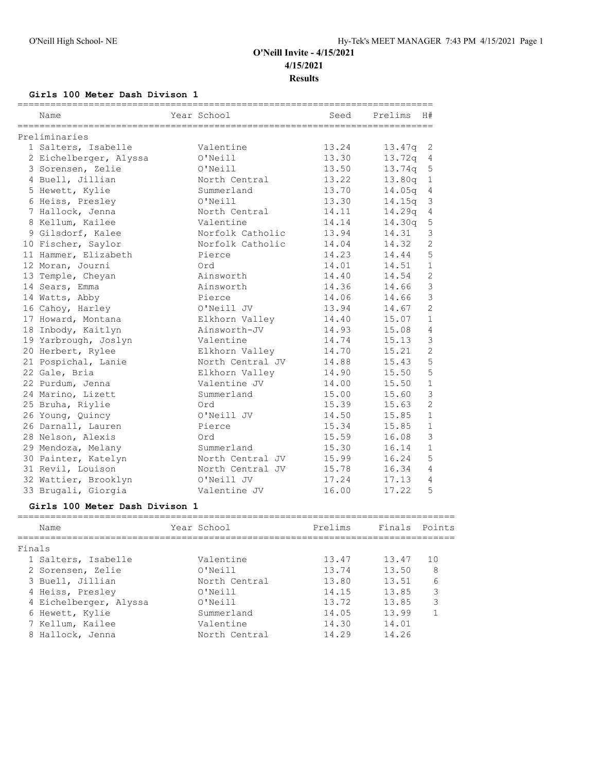**O'Neill Invite - 4/15/2021**

**4/15/2021**

**Results**

### Girls 100 Meter Dash Divison 1

**Preliminaries**

| | Name | Year School | Seed | Prelims | H# |
|---|---|---|---|---|---|
| 1 | Salters, Isabelle | Valentine | 13.24 | 13.47q | 2 |
| 2 | Eichelberger, Alyssa | O'Neill | 13.30 | 13.72q | 4 |
| 3 | Sorensen, Zelie | O'Neill | 13.50 | 13.74q | 5 |
| 4 | Buell, Jillian | North Central | 13.22 | 13.80q | 1 |
| 5 | Hewett, Kylie | Summerland | 13.70 | 14.05q | 4 |
| 6 | Heiss, Presley | O'Neill | 13.30 | 14.15q | 3 |
| 7 | Hallock, Jenna | North Central | 14.11 | 14.29q | 4 |
| 8 | Kellum, Kailee | Valentine | 14.14 | 14.30q | 5 |
| 9 | Gilsdorf, Kalee | Norfolk Catholic | 13.94 | 14.31 | 3 |
| 10 | Fischer, Saylor | Norfolk Catholic | 14.04 | 14.32 | 2 |
| 11 | Hammer, Elizabeth | Pierce | 14.23 | 14.44 | 5 |
| 12 | Moran, Journi | Ord | 14.01 | 14.51 | 1 |
| 13 | Temple, Cheyan | Ainsworth | 14.40 | 14.54 | 2 |
| 14 | Sears, Emma | Ainsworth | 14.36 | 14.66 | 3 |
| 14 | Watts, Abby | Pierce | 14.06 | 14.66 | 3 |
| 16 | Cahoy, Harley | O'Neill JV | 13.94 | 14.67 | 2 |
| 17 | Howard, Montana | Elkhorn Valley | 14.40 | 15.07 | 1 |
| 18 | Inbody, Kaitlyn | Ainsworth-JV | 14.93 | 15.08 | 4 |
| 19 | Yarbrough, Joslyn | Valentine | 14.74 | 15.13 | 3 |
| 20 | Herbert, Rylee | Elkhorn Valley | 14.70 | 15.21 | 2 |
| 21 | Pospichal, Lanie | North Central JV | 14.88 | 15.43 | 5 |
| 22 | Gale, Bria | Elkhorn Valley | 14.90 | 15.50 | 5 |
| 22 | Purdum, Jenna | Valentine JV | 14.00 | 15.50 | 1 |
| 24 | Marino, Lizett | Summerland | 15.00 | 15.60 | 3 |
| 25 | Bruha, Riylie | Ord | 15.39 | 15.63 | 2 |
| 26 | Young, Quincy | O'Neill JV | 14.50 | 15.85 | 1 |
| 26 | Darnall, Lauren | Pierce | 15.34 | 15.85 | 1 |
| 28 | Nelson, Alexis | Ord | 15.59 | 16.08 | 3 |
| 29 | Mendoza, Melany | Summerland | 15.30 | 16.14 | 1 |
| 30 | Painter, Katelyn | North Central JV | 15.99 | 16.24 | 5 |
| 31 | Revil, Louison | North Central JV | 15.78 | 16.34 | 4 |
| 32 | Wattier, Brooklyn | O'Neill JV | 17.24 | 17.13 | 4 |
| 33 | Brugali, Giorgia | Valentine JV | 16.00 | 17.22 | 5 |

### Girls 100 Meter Dash Divison 1

**Finals**

| | Name | Year School | Prelims | Finals | Points |
|---|---|---|---|---|---|
| 1 | Salters, Isabelle | Valentine | 13.47 | 13.47 | 10 |
| 2 | Sorensen, Zelie | O'Neill | 13.74 | 13.50 | 8 |
| 3 | Buell, Jillian | North Central | 13.80 | 13.51 | 6 |
| 4 | Heiss, Presley | O'Neill | 14.15 | 13.85 | 3 |
| 4 | Eichelberger, Alyssa | O'Neill | 13.72 | 13.85 | 3 |
| 6 | Hewett, Kylie | Summerland | 14.05 | 13.99 | 1 |
| 7 | Kellum, Kailee | Valentine | 14.30 | 14.01 | |
| 8 | Hallock, Jenna | North Central | 14.29 | 14.26 | |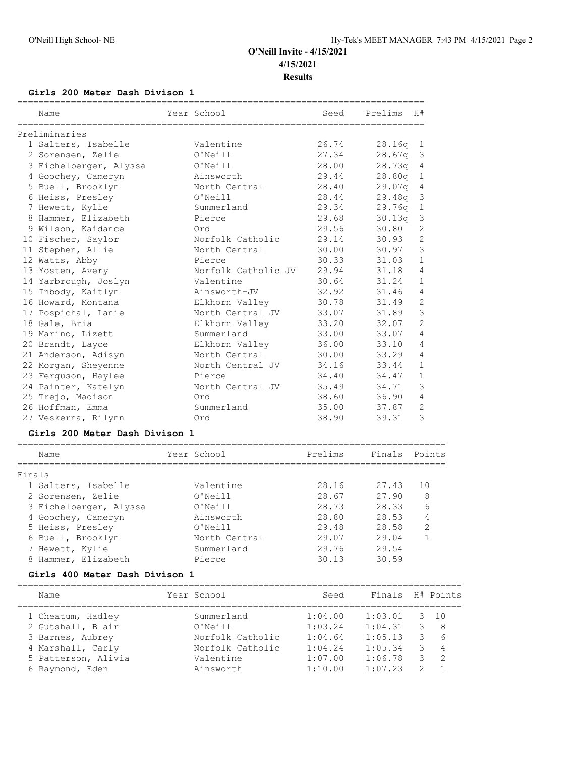## O'Neill Invite - 4/15/2021

**4/15/2021**

**Results**

### Girls 200 Meter Dash Divison 1

**Preliminaries**

| | Name | Year | School | Seed | Prelims | H# |
|---|---|---|---|---|---|---|
| 1 | Salters, Isabelle | | Valentine | 26.74 | 28.16q | 1 |
| 2 | Sorensen, Zelie | | O'Neill | 27.34 | 28.67q | 3 |
| 3 | Eichelberger, Alyssa | | O'Neill | 28.00 | 28.73q | 4 |
| 4 | Goochey, Cameryn | | Ainsworth | 29.44 | 28.80q | 1 |
| 5 | Buell, Brooklyn | | North Central | 28.40 | 29.07q | 4 |
| 6 | Heiss, Presley | | O'Neill | 28.44 | 29.48q | 3 |
| 7 | Hewett, Kylie | | Summerland | 29.34 | 29.76q | 1 |
| 8 | Hammer, Elizabeth | | Pierce | 29.68 | 30.13q | 3 |
| 9 | Wilson, Kaidance | | Ord | 29.56 | 30.80 | 2 |
| 10 | Fischer, Saylor | | Norfolk Catholic | 29.14 | 30.93 | 2 |
| 11 | Stephen, Allie | | North Central | 30.00 | 30.97 | 3 |
| 12 | Watts, Abby | | Pierce | 30.33 | 31.03 | 1 |
| 13 | Yosten, Avery | | Norfolk Catholic JV | 29.94 | 31.18 | 4 |
| 14 | Yarbrough, Joslyn | | Valentine | 30.64 | 31.24 | 1 |
| 15 | Inbody, Kaitlyn | | Ainsworth-JV | 32.92 | 31.46 | 4 |
| 16 | Howard, Montana | | Elkhorn Valley | 30.78 | 31.49 | 2 |
| 17 | Pospichal, Lanie | | North Central JV | 33.07 | 31.89 | 3 |
| 18 | Gale, Bria | | Elkhorn Valley | 33.20 | 32.07 | 2 |
| 19 | Marino, Lizett | | Summerland | 33.00 | 33.07 | 4 |
| 20 | Brandt, Layce | | Elkhorn Valley | 36.00 | 33.10 | 4 |
| 21 | Anderson, Adisyn | | North Central | 30.00 | 33.29 | 4 |
| 22 | Morgan, Sheyenne | | North Central JV | 34.16 | 33.44 | 1 |
| 23 | Ferguson, Haylee | | Pierce | 34.40 | 34.47 | 1 |
| 24 | Painter, Katelyn | | North Central JV | 35.49 | 34.71 | 3 |
| 25 | Trejo, Madison | | Ord | 38.60 | 36.90 | 4 |
| 26 | Hoffman, Emma | | Summerland | 35.00 | 37.87 | 2 |
| 27 | Veskerna, Rilynn | | Ord | 38.90 | 39.31 | 3 |

### Girls 200 Meter Dash Divison 1

**Finals**

| | Name | Year | School | Prelims | Finals | Points |
|---|---|---|---|---|---|---|
| 1 | Salters, Isabelle | | Valentine | 28.16 | 27.43 | 10 |
| 2 | Sorensen, Zelie | | O'Neill | 28.67 | 27.90 | 8 |
| 3 | Eichelberger, Alyssa | | O'Neill | 28.73 | 28.33 | 6 |
| 4 | Goochey, Cameryn | | Ainsworth | 28.80 | 28.53 | 4 |
| 5 | Heiss, Presley | | O'Neill | 29.48 | 28.58 | 2 |
| 6 | Buell, Brooklyn | | North Central | 29.07 | 29.04 | 1 |
| 7 | Hewett, Kylie | | Summerland | 29.76 | 29.54 | |
| 8 | Hammer, Elizabeth | | Pierce | 30.13 | 30.59 | |

### Girls 400 Meter Dash Divison 1

| | Name | Year | School | Seed | Finals | H# | Points |
|---|---|---|---|---|---|---|---|
| 1 | Cheatum, Hadley | | Summerland | 1:04.00 | 1:03.01 | 3 | 10 |
| 2 | Gutshall, Blair | | O'Neill | 1:03.24 | 1:04.31 | 3 | 8 |
| 3 | Barnes, Aubrey | | Norfolk Catholic | 1:04.64 | 1:05.13 | 3 | 6 |
| 4 | Marshall, Carly | | Norfolk Catholic | 1:04.24 | 1:05.34 | 3 | 4 |
| 5 | Patterson, Alivia | | Valentine | 1:07.00 | 1:06.78 | 3 | 2 |
| 6 | Raymond, Eden | | Ainsworth | 1:10.00 | 1:07.23 | 2 | 1 |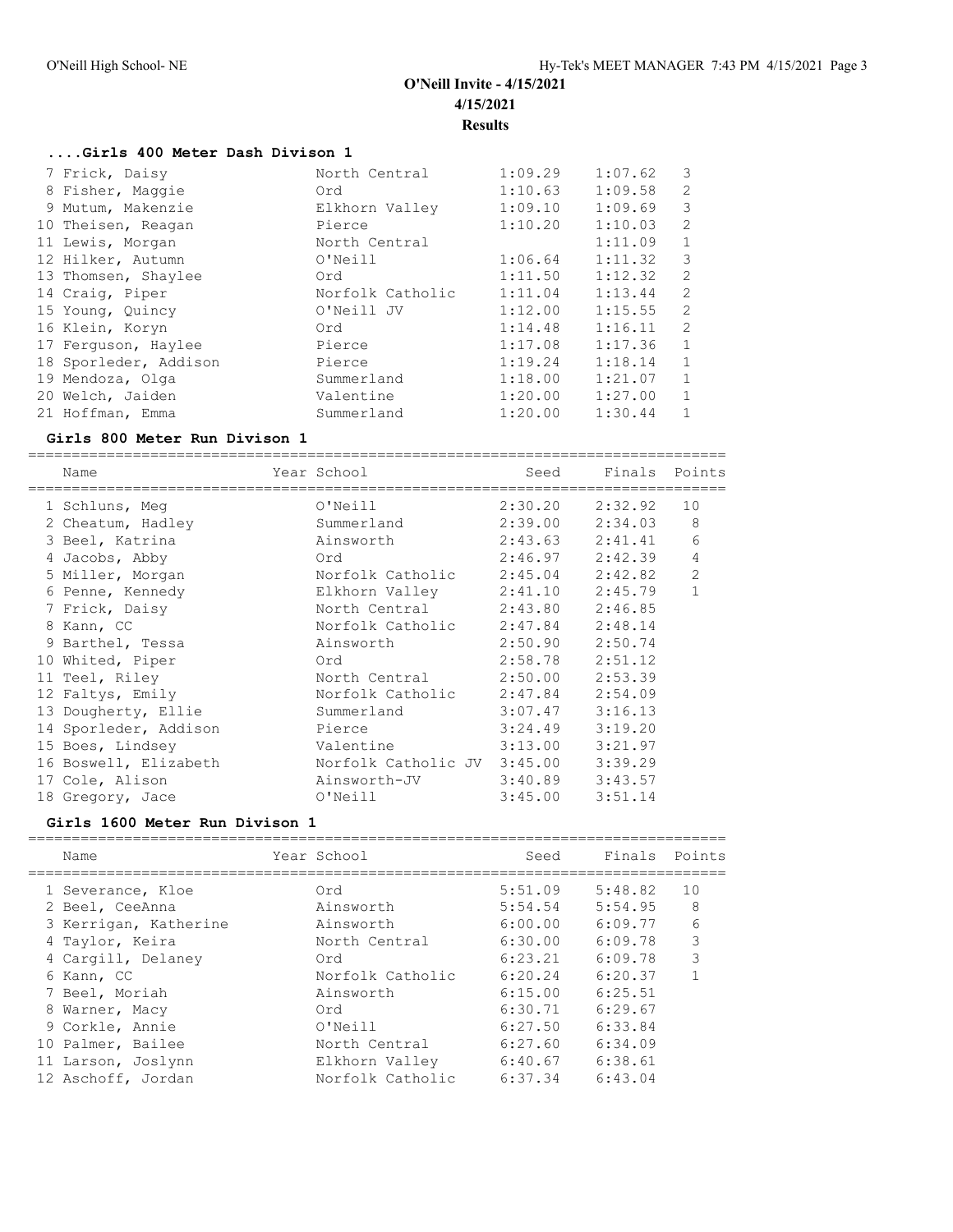# O'Neill Invite - 4/15/2021

**4/15/2021**

**Results**

### ....Girls 400 Meter Dash Divison 1

| Place | Name | School | Seed | Finals | Heat |
|---|---|---|---|---|---|
| 7 | Frick, Daisy | North Central | 1:09.29 | 1:07.62 | 3 |
| 8 | Fisher, Maggie | Ord | 1:10.63 | 1:09.58 | 2 |
| 9 | Mutum, Makenzie | Elkhorn Valley | 1:09.10 | 1:09.69 | 3 |
| 10 | Theisen, Reagan | Pierce | 1:10.20 | 1:10.03 | 2 |
| 11 | Lewis, Morgan | North Central | | 1:11.09 | 1 |
| 12 | Hilker, Autumn | O'Neill | 1:06.64 | 1:11.32 | 3 |
| 13 | Thomsen, Shaylee | Ord | 1:11.50 | 1:12.32 | 2 |
| 14 | Craig, Piper | Norfolk Catholic | 1:11.04 | 1:13.44 | 2 |
| 15 | Young, Quincy | O'Neill JV | 1:12.00 | 1:15.55 | 2 |
| 16 | Klein, Koryn | Ord | 1:14.48 | 1:16.11 | 2 |
| 17 | Ferguson, Haylee | Pierce | 1:17.08 | 1:17.36 | 1 |
| 18 | Sporleder, Addison | Pierce | 1:19.24 | 1:18.14 | 1 |
| 19 | Mendoza, Olga | Summerland | 1:18.00 | 1:21.07 | 1 |
| 20 | Welch, Jaiden | Valentine | 1:20.00 | 1:27.00 | 1 |
| 21 | Hoffman, Emma | Summerland | 1:20.00 | 1:30.44 | 1 |

### Girls 800 Meter Run Divison 1

| Place | Name | Year School | Seed | Finals | Points |
|---|---|---|---|---|---|
| 1 | Schluns, Meg | O'Neill | 2:30.20 | 2:32.92 | 10 |
| 2 | Cheatum, Hadley | Summerland | 2:39.00 | 2:34.03 | 8 |
| 3 | Beel, Katrina | Ainsworth | 2:43.63 | 2:41.41 | 6 |
| 4 | Jacobs, Abby | Ord | 2:46.97 | 2:42.39 | 4 |
| 5 | Miller, Morgan | Norfolk Catholic | 2:45.04 | 2:42.82 | 2 |
| 6 | Penne, Kennedy | Elkhorn Valley | 2:41.10 | 2:45.79 | 1 |
| 7 | Frick, Daisy | North Central | 2:43.80 | 2:46.85 | |
| 8 | Kann, CC | Norfolk Catholic | 2:47.84 | 2:48.14 | |
| 9 | Barthel, Tessa | Ainsworth | 2:50.90 | 2:50.74 | |
| 10 | Whited, Piper | Ord | 2:58.78 | 2:51.12 | |
| 11 | Teel, Riley | North Central | 2:50.00 | 2:53.39 | |
| 12 | Faltys, Emily | Norfolk Catholic | 2:47.84 | 2:54.09 | |
| 13 | Dougherty, Ellie | Summerland | 3:07.47 | 3:16.13 | |
| 14 | Sporleder, Addison | Pierce | 3:24.49 | 3:19.20 | |
| 15 | Boes, Lindsey | Valentine | 3:13.00 | 3:21.97 | |
| 16 | Boswell, Elizabeth | Norfolk Catholic JV | 3:45.00 | 3:39.29 | |
| 17 | Cole, Alison | Ainsworth-JV | 3:40.89 | 3:43.57 | |
| 18 | Gregory, Jace | O'Neill | 3:45.00 | 3:51.14 | |

### Girls 1600 Meter Run Divison 1

| Place | Name | Year School | Seed | Finals | Points |
|---|---|---|---|---|---|
| 1 | Severance, Kloe | Ord | 5:51.09 | 5:48.82 | 10 |
| 2 | Beel, CeeAnna | Ainsworth | 5:54.54 | 5:54.95 | 8 |
| 3 | Kerrigan, Katherine | Ainsworth | 6:00.00 | 6:09.77 | 6 |
| 4 | Taylor, Keira | North Central | 6:30.00 | 6:09.78 | 3 |
| 4 | Cargill, Delaney | Ord | 6:23.21 | 6:09.78 | 3 |
| 6 | Kann, CC | Norfolk Catholic | 6:20.24 | 6:20.37 | 1 |
| 7 | Beel, Moriah | Ainsworth | 6:15.00 | 6:25.51 | |
| 8 | Warner, Macy | Ord | 6:30.71 | 6:29.67 | |
| 9 | Corkle, Annie | O'Neill | 6:27.50 | 6:33.84 | |
| 10 | Palmer, Bailee | North Central | 6:27.60 | 6:34.09 | |
| 11 | Larson, Joslynn | Elkhorn Valley | 6:40.67 | 6:38.61 | |
| 12 | Aschoff, Jordan | Norfolk Catholic | 6:37.34 | 6:43.04 | |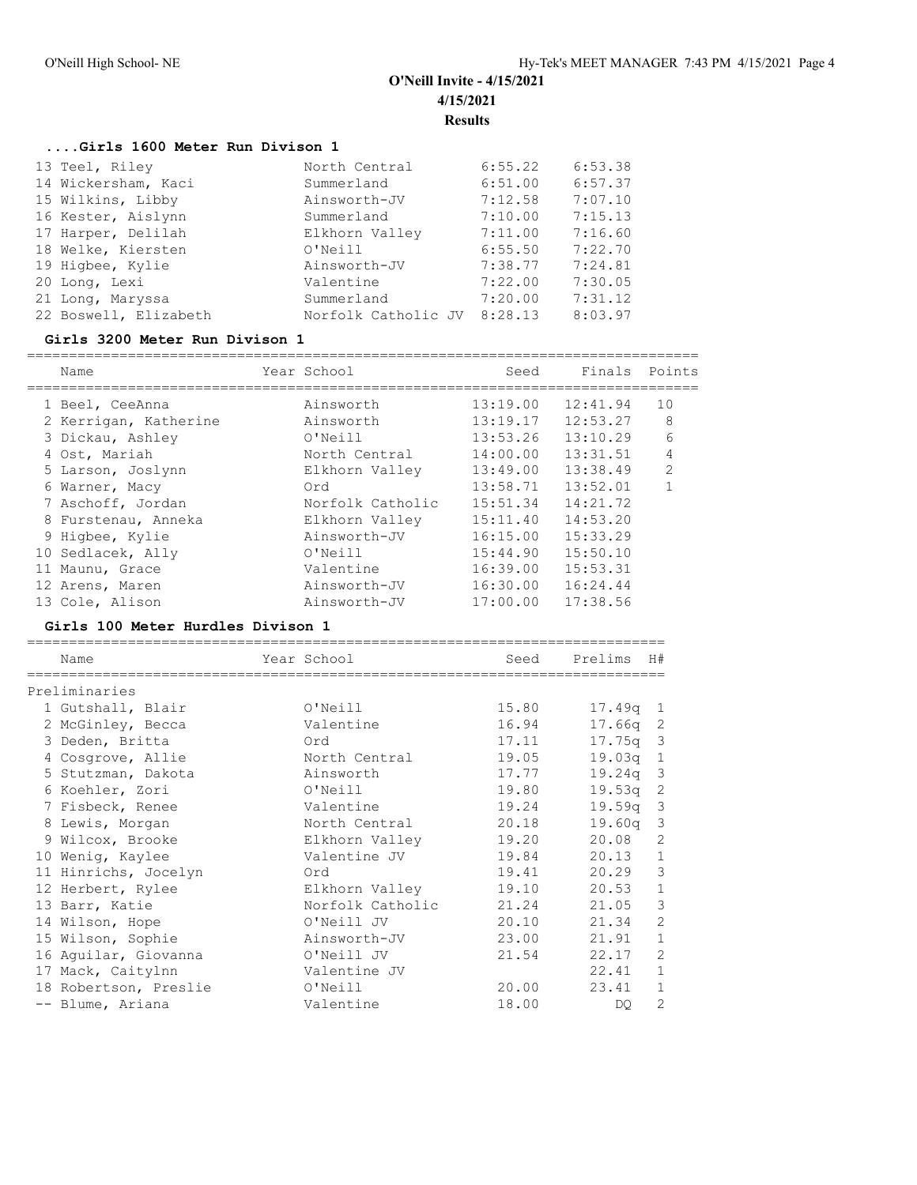# O'Neill Invite - 4/15/2021

4/15/2021

**Results**

### ....Girls 1600 Meter Run Divison 1

| Place | Name | Year | School | Seed | Finals |
|---|---|---|---|---|---|
| 13 | Teel, Riley | | North Central | 6:55.22 | 6:53.38 |
| 14 | Wickersham, Kaci | | Summerland | 6:51.00 | 6:57.37 |
| 15 | Wilkins, Libby | | Ainsworth-JV | 7:12.58 | 7:07.10 |
| 16 | Kester, Aislynn | | Summerland | 7:10.00 | 7:15.13 |
| 17 | Harper, Delilah | | Elkhorn Valley | 7:11.00 | 7:16.60 |
| 18 | Welke, Kiersten | | O'Neill | 6:55.50 | 7:22.70 |
| 19 | Higbee, Kylie | | Ainsworth-JV | 7:38.77 | 7:24.81 |
| 20 | Long, Lexi | | Valentine | 7:22.00 | 7:30.05 |
| 21 | Long, Maryssa | | Summerland | 7:20.00 | 7:31.12 |
| 22 | Boswell, Elizabeth | | Norfolk Catholic JV | 8:28.13 | 8:03.97 |

### Girls 3200 Meter Run Divison 1

| Place | Name | Year | School | Seed | Finals | Points |
|---|---|---|---|---|---|---|
| 1 | Beel, CeeAnna | | Ainsworth | 13:19.00 | 12:41.94 | 10 |
| 2 | Kerrigan, Katherine | | Ainsworth | 13:19.17 | 12:53.27 | 8 |
| 3 | Dickau, Ashley | | O'Neill | 13:53.26 | 13:10.29 | 6 |
| 4 | Ost, Mariah | | North Central | 14:00.00 | 13:31.51 | 4 |
| 5 | Larson, Joslynn | | Elkhorn Valley | 13:49.00 | 13:38.49 | 2 |
| 6 | Warner, Macy | | Ord | 13:58.71 | 13:52.01 | 1 |
| 7 | Aschoff, Jordan | | Norfolk Catholic | 15:51.34 | 14:21.72 | |
| 8 | Furstenau, Anneka | | Elkhorn Valley | 15:11.40 | 14:53.20 | |
| 9 | Higbee, Kylie | | Ainsworth-JV | 16:15.00 | 15:33.29 | |
| 10 | Sedlacek, Ally | | O'Neill | 15:44.90 | 15:50.10 | |
| 11 | Maunu, Grace | | Valentine | 16:39.00 | 15:53.31 | |
| 12 | Arens, Maren | | Ainsworth-JV | 16:30.00 | 16:24.44 | |
| 13 | Cole, Alison | | Ainsworth-JV | 17:00.00 | 17:38.56 | |

### Girls 100 Meter Hurdles Divison 1

**Preliminaries**

| Place | Name | Year | School | Seed | Prelims | H# |
|---|---|---|---|---|---|---|
| 1 | Gutshall, Blair | | O'Neill | 15.80 | 17.49q | 1 |
| 2 | McGinley, Becca | | Valentine | 16.94 | 17.66q | 2 |
| 3 | Deden, Britta | | Ord | 17.11 | 17.75q | 3 |
| 4 | Cosgrove, Allie | | North Central | 19.05 | 19.03q | 1 |
| 5 | Stutzman, Dakota | | Ainsworth | 17.77 | 19.24q | 3 |
| 6 | Koehler, Zori | | O'Neill | 19.80 | 19.53q | 2 |
| 7 | Fisbeck, Renee | | Valentine | 19.24 | 19.59q | 3 |
| 8 | Lewis, Morgan | | North Central | 20.18 | 19.60q | 3 |
| 9 | Wilcox, Brooke | | Elkhorn Valley | 19.20 | 20.08 | 2 |
| 10 | Wenig, Kaylee | | Valentine JV | 19.84 | 20.13 | 1 |
| 11 | Hinrichs, Jocelyn | | Ord | 19.41 | 20.29 | 3 |
| 12 | Herbert, Rylee | | Elkhorn Valley | 19.10 | 20.53 | 1 |
| 13 | Barr, Katie | | Norfolk Catholic | 21.24 | 21.05 | 3 |
| 14 | Wilson, Hope | | O'Neill JV | 20.10 | 21.34 | 2 |
| 15 | Wilson, Sophie | | Ainsworth-JV | 23.00 | 21.91 | 1 |
| 16 | Aguilar, Giovanna | | O'Neill JV | 21.54 | 22.17 | 2 |
| 17 | Mack, Caitylnn | | Valentine JV | | 22.41 | 1 |
| 18 | Robertson, Preslie | | O'Neill | 20.00 | 23.41 | 1 |
| -- | Blume, Ariana | | Valentine | 18.00 | DQ | 2 |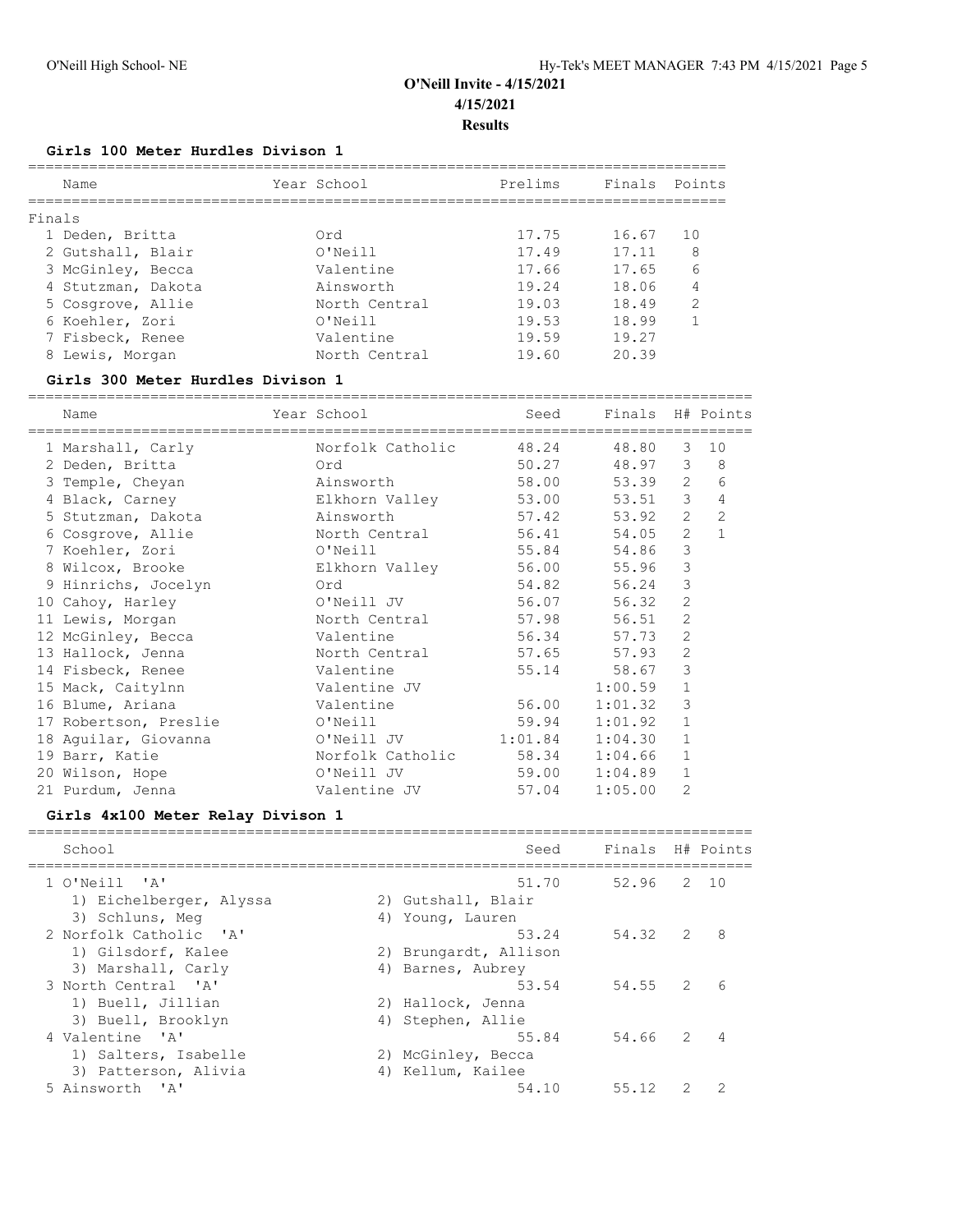## O'Neill Invite - 4/15/2021

## 4/15/2021

## Results

### Girls 100 Meter Hurdles Divison 1

| | Name | Year School | Prelims | Finals | Points |
|---|---|---|---|---|---|
| **Finals** | | | | | |
| 1 | Deden, Britta | Ord | 17.75 | 16.67 | 10 |
| 2 | Gutshall, Blair | O'Neill | 17.49 | 17.11 | 8 |
| 3 | McGinley, Becca | Valentine | 17.66 | 17.65 | 6 |
| 4 | Stutzman, Dakota | Ainsworth | 19.24 | 18.06 | 4 |
| 5 | Cosgrove, Allie | North Central | 19.03 | 18.49 | 2 |
| 6 | Koehler, Zori | O'Neill | 19.53 | 18.99 | 1 |
| 7 | Fisbeck, Renee | Valentine | 19.59 | 19.27 | |
| 8 | Lewis, Morgan | North Central | 19.60 | 20.39 | |

### Girls 300 Meter Hurdles Divison 1

| | Name | Year School | Seed | Finals | H# | Points |
|---|---|---|---|---|---|---|
| 1 | Marshall, Carly | Norfolk Catholic | 48.24 | 48.80 | 3 | 10 |
| 2 | Deden, Britta | Ord | 50.27 | 48.97 | 3 | 8 |
| 3 | Temple, Cheyan | Ainsworth | 58.00 | 53.39 | 2 | 6 |
| 4 | Black, Carney | Elkhorn Valley | 53.00 | 53.51 | 3 | 4 |
| 5 | Stutzman, Dakota | Ainsworth | 57.42 | 53.92 | 2 | 2 |
| 6 | Cosgrove, Allie | North Central | 56.41 | 54.05 | 2 | 1 |
| 7 | Koehler, Zori | O'Neill | 55.84 | 54.86 | 3 | |
| 8 | Wilcox, Brooke | Elkhorn Valley | 56.00 | 55.96 | 3 | |
| 9 | Hinrichs, Jocelyn | Ord | 54.82 | 56.24 | 3 | |
| 10 | Cahoy, Harley | O'Neill JV | 56.07 | 56.32 | 2 | |
| 11 | Lewis, Morgan | North Central | 57.98 | 56.51 | 2 | |
| 12 | McGinley, Becca | Valentine | 56.34 | 57.73 | 2 | |
| 13 | Hallock, Jenna | North Central | 57.65 | 57.93 | 2 | |
| 14 | Fisbeck, Renee | Valentine | 55.14 | 58.67 | 3 | |
| 15 | Mack, Caitylnn | Valentine JV | | 1:00.59 | 1 | |
| 16 | Blume, Ariana | Valentine | 56.00 | 1:01.32 | 3 | |
| 17 | Robertson, Preslie | O'Neill | 59.94 | 1:01.92 | 1 | |
| 18 | Aguilar, Giovanna | O'Neill JV | 1:01.84 | 1:04.30 | 1 | |
| 19 | Barr, Katie | Norfolk Catholic | 58.34 | 1:04.66 | 1 | |
| 20 | Wilson, Hope | O'Neill JV | 59.00 | 1:04.89 | 1 | |
| 21 | Purdum, Jenna | Valentine JV | 57.04 | 1:05.00 | 2 | |

### Girls 4x100 Meter Relay Divison 1

| | School | | Seed | Finals | H# | Points |
|---|---|---|---|---|---|---|
| 1 | O'Neill 'A' | | 51.70 | 52.96 | 2 | 10 |
| | 1) Eichelberger, Alyssa | 2) Gutshall, Blair | | | | |
| | 3) Schluns, Meg | 4) Young, Lauren | | | | |
| 2 | Norfolk Catholic 'A' | | 53.24 | 54.32 | 2 | 8 |
| | 1) Gilsdorf, Kalee | 2) Brungardt, Allison | | | | |
| | 3) Marshall, Carly | 4) Barnes, Aubrey | | | | |
| 3 | North Central 'A' | | 53.54 | 54.55 | 2 | 6 |
| | 1) Buell, Jillian | 2) Hallock, Jenna | | | | |
| | 3) Buell, Brooklyn | 4) Stephen, Allie | | | | |
| 4 | Valentine 'A' | | 55.84 | 54.66 | 2 | 4 |
| | 1) Salters, Isabelle | 2) McGinley, Becca | | | | |
| | 3) Patterson, Alivia | 4) Kellum, Kailee | | | | |
| 5 | Ainsworth 'A' | | 54.10 | 55.12 | 2 | 2 |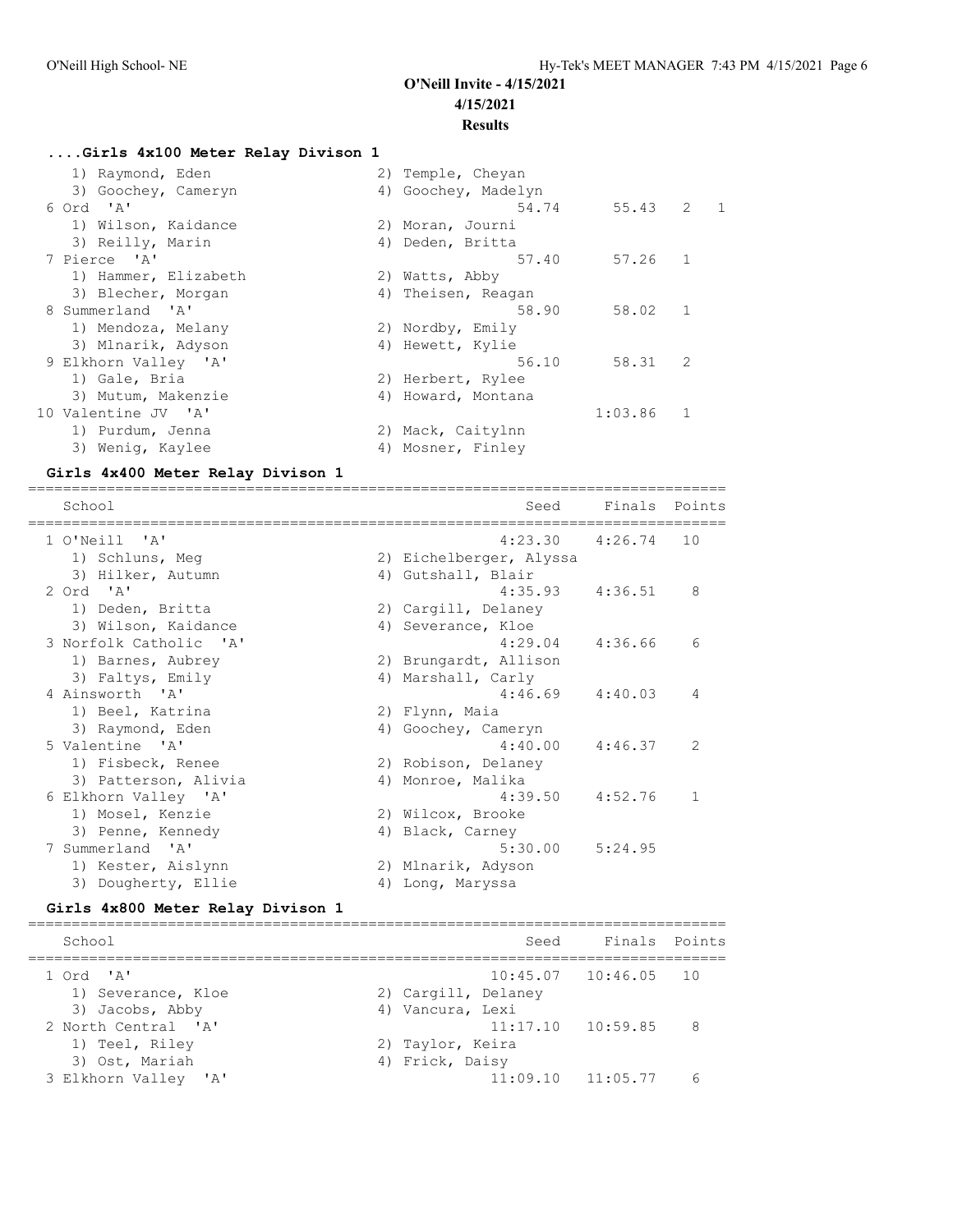# O'Neill Invite - 4/15/2021

4/15/2021

**Results**

### ....Girls 4x100 Meter Relay Divison 1

| Place | School | Seed | Finals | H# | Points |
|---|---|---|---|---|---|
| | 1) Raymond, Eden; 2) Temple, Cheyan; 3) Goochey, Cameryn; 4) Goochey, Madelyn | | | | |
| 6 | Ord 'A' | 54.74 | 55.43 | 2 | 1 |
| | 1) Wilson, Kaidance; 2) Moran, Journi; 3) Reilly, Marin; 4) Deden, Britta | | | | |
| 7 | Pierce 'A' | 57.40 | 57.26 | 1 | |
| | 1) Hammer, Elizabeth; 2) Watts, Abby; 3) Blecher, Morgan; 4) Theisen, Reagan | | | | |
| 8 | Summerland 'A' | 58.90 | 58.02 | 1 | |
| | 1) Mendoza, Melany; 2) Nordby, Emily; 3) Mlnarik, Adyson; 4) Hewett, Kylie | | | | |
| 9 | Elkhorn Valley 'A' | 56.10 | 58.31 | 2 | |
| | 1) Gale, Bria; 2) Herbert, Rylee; 3) Mutum, Makenzie; 4) Howard, Montana | | | | |
| 10 | Valentine JV 'A' | | 1:03.86 | 1 | |
| | 1) Purdum, Jenna; 2) Mack, Caitylnn; 3) Wenig, Kaylee; 4) Mosner, Finley | | | | |

### Girls 4x400 Meter Relay Divison 1

| Place | School | Seed | Finals | Points |
|---|---|---|---|---|
| 1 | O'Neill 'A' | 4:23.30 | 4:26.74 | 10 |
| | 1) Schluns, Meg; 2) Eichelberger, Alyssa; 3) Hilker, Autumn; 4) Gutshall, Blair | | | |
| 2 | Ord 'A' | 4:35.93 | 4:36.51 | 8 |
| | 1) Deden, Britta; 2) Cargill, Delaney; 3) Wilson, Kaidance; 4) Severance, Kloe | | | |
| 3 | Norfolk Catholic 'A' | 4:29.04 | 4:36.66 | 6 |
| | 1) Barnes, Aubrey; 2) Brungardt, Allison; 3) Faltys, Emily; 4) Marshall, Carly | | | |
| 4 | Ainsworth 'A' | 4:46.69 | 4:40.03 | 4 |
| | 1) Beel, Katrina; 2) Flynn, Maia; 3) Raymond, Eden; 4) Goochey, Cameryn | | | |
| 5 | Valentine 'A' | 4:40.00 | 4:46.37 | 2 |
| | 1) Fisbeck, Renee; 2) Robison, Delaney; 3) Patterson, Alivia; 4) Monroe, Malika | | | |
| 6 | Elkhorn Valley 'A' | 4:39.50 | 4:52.76 | 1 |
| | 1) Mosel, Kenzie; 2) Wilcox, Brooke; 3) Penne, Kennedy; 4) Black, Carney | | | |
| 7 | Summerland 'A' | 5:30.00 | 5:24.95 | |
| | 1) Kester, Aislynn; 2) Mlnarik, Adyson; 3) Dougherty, Ellie; 4) Long, Maryssa | | | |

### Girls 4x800 Meter Relay Divison 1

| Place | School | Seed | Finals | Points |
|---|---|---|---|---|
| 1 | Ord 'A' | 10:45.07 | 10:46.05 | 10 |
| | 1) Severance, Kloe; 2) Cargill, Delaney; 3) Jacobs, Abby; 4) Vancura, Lexi | | | |
| 2 | North Central 'A' | 11:17.10 | 10:59.85 | 8 |
| | 1) Teel, Riley; 2) Taylor, Keira; 3) Ost, Mariah; 4) Frick, Daisy | | | |
| 3 | Elkhorn Valley 'A' | 11:09.10 | 11:05.77 | 6 |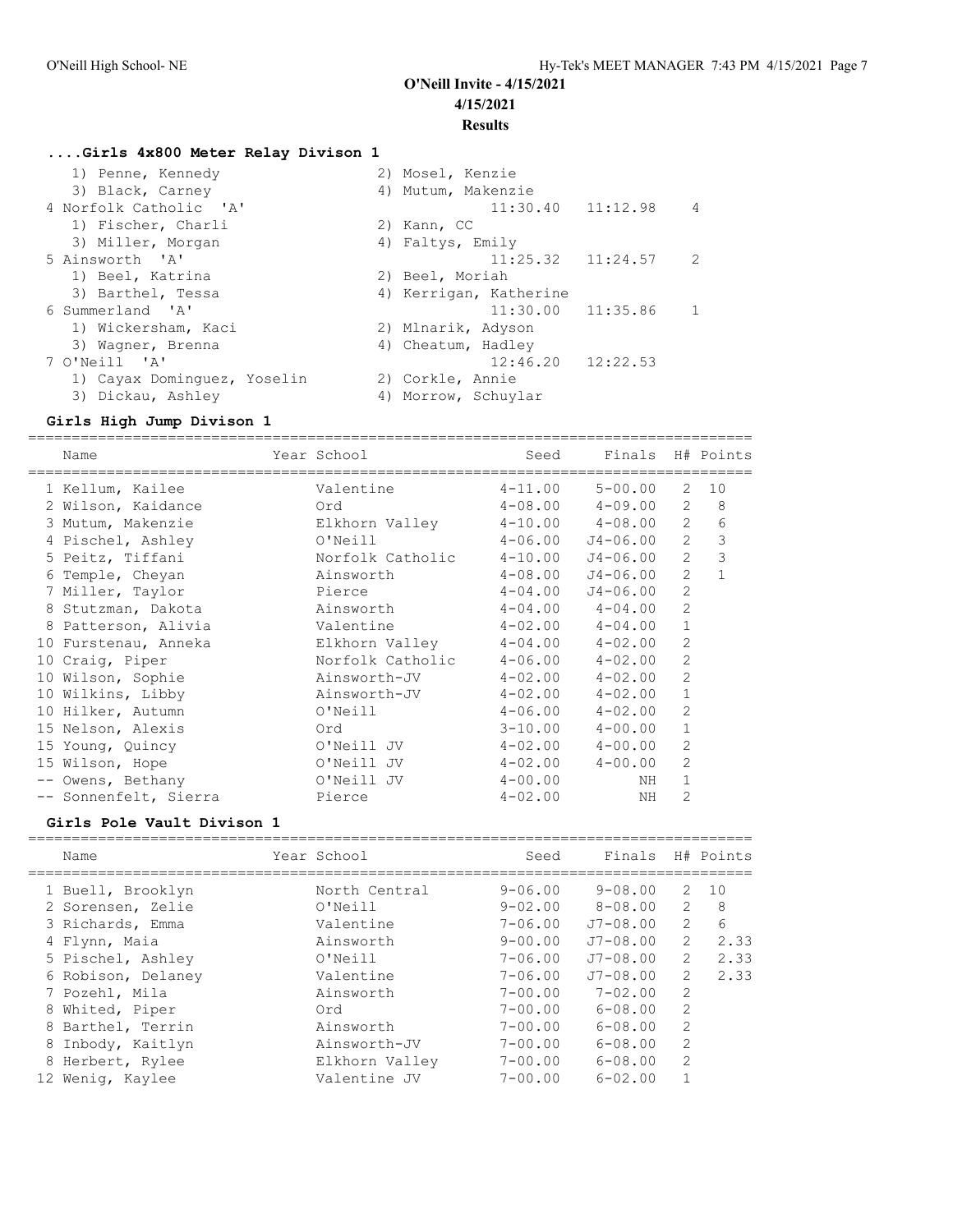# O'Neill Invite - 4/15/2021

4/15/2021

**Results**

### ....Girls 4x800 Meter Relay Divison 1

| Place | Team | Seed | Finals | Points |
|---|---|---|---|---|
| | 1) Penne, Kennedy; 2) Mosel, Kenzie; 3) Black, Carney; 4) Mutum, Makenzie | | | |
| 4 | Norfolk Catholic 'A' | 11:30.40 | 11:12.98 | 4 |
| | 1) Fischer, Charli; 2) Kann, CC; 3) Miller, Morgan; 4) Faltys, Emily | | | |
| 5 | Ainsworth 'A' | 11:25.32 | 11:24.57 | 2 |
| | 1) Beel, Katrina; 2) Beel, Moriah; 3) Barthel, Tessa; 4) Kerrigan, Katherine | | | |
| 6 | Summerland 'A' | 11:30.00 | 11:35.86 | 1 |
| | 1) Wickersham, Kaci; 2) Mlnarik, Adyson; 3) Wagner, Brenna; 4) Cheatum, Hadley | | | |
| 7 | O'Neill 'A' | 12:46.20 | 12:22.53 | |
| | 1) Cayax Dominguez, Yoselin; 2) Corkle, Annie; 3) Dickau, Ashley; 4) Morrow, Schuylar | | | |

### Girls High Jump Divison 1

| | Name | Year | School | Seed | Finals | H# | Points |
|---|---|---|---|---|---|---|---|
| 1 | Kellum, Kailee | | Valentine | 4-11.00 | 5-00.00 | 2 | 10 |
| 2 | Wilson, Kaidance | | Ord | 4-08.00 | 4-09.00 | 2 | 8 |
| 3 | Mutum, Makenzie | | Elkhorn Valley | 4-10.00 | 4-08.00 | 2 | 6 |
| 4 | Pischel, Ashley | | O'Neill | 4-06.00 | J4-06.00 | 2 | 3 |
| 5 | Peitz, Tiffani | | Norfolk Catholic | 4-10.00 | J4-06.00 | 2 | 3 |
| 6 | Temple, Cheyan | | Ainsworth | 4-08.00 | J4-06.00 | 2 | 1 |
| 7 | Miller, Taylor | | Pierce | 4-04.00 | J4-06.00 | 2 | |
| 8 | Stutzman, Dakota | | Ainsworth | 4-04.00 | 4-04.00 | 2 | |
| 8 | Patterson, Alivia | | Valentine | 4-02.00 | 4-04.00 | 1 | |
| 10 | Furstenau, Anneka | | Elkhorn Valley | 4-04.00 | 4-02.00 | 2 | |
| 10 | Craig, Piper | | Norfolk Catholic | 4-06.00 | 4-02.00 | 2 | |
| 10 | Wilson, Sophie | | Ainsworth-JV | 4-02.00 | 4-02.00 | 2 | |
| 10 | Wilkins, Libby | | Ainsworth-JV | 4-02.00 | 4-02.00 | 1 | |
| 10 | Hilker, Autumn | | O'Neill | 4-06.00 | 4-02.00 | 2 | |
| 15 | Nelson, Alexis | | Ord | 3-10.00 | 4-00.00 | 1 | |
| 15 | Young, Quincy | | O'Neill JV | 4-02.00 | 4-00.00 | 2 | |
| 15 | Wilson, Hope | | O'Neill JV | 4-02.00 | 4-00.00 | 2 | |
| -- | Owens, Bethany | | O'Neill JV | 4-00.00 | NH | 1 | |
| -- | Sonnenfelt, Sierra | | Pierce | 4-02.00 | NH | 2 | |

### Girls Pole Vault Divison 1

| | Name | Year | School | Seed | Finals | H# | Points |
|---|---|---|---|---|---|---|---|
| 1 | Buell, Brooklyn | | North Central | 9-06.00 | 9-08.00 | 2 | 10 |
| 2 | Sorensen, Zelie | | O'Neill | 9-02.00 | 8-08.00 | 2 | 8 |
| 3 | Richards, Emma | | Valentine | 7-06.00 | J7-08.00 | 2 | 6 |
| 4 | Flynn, Maia | | Ainsworth | 9-00.00 | J7-08.00 | 2 | 2.33 |
| 5 | Pischel, Ashley | | O'Neill | 7-06.00 | J7-08.00 | 2 | 2.33 |
| 6 | Robison, Delaney | | Valentine | 7-06.00 | J7-08.00 | 2 | 2.33 |
| 7 | Pozehl, Mila | | Ainsworth | 7-00.00 | 7-02.00 | 2 | |
| 8 | Whited, Piper | | Ord | 7-00.00 | 6-08.00 | 2 | |
| 8 | Barthel, Terrin | | Ainsworth | 7-00.00 | 6-08.00 | 2 | |
| 8 | Inbody, Kaitlyn | | Ainsworth-JV | 7-00.00 | 6-08.00 | 2 | |
| 8 | Herbert, Rylee | | Elkhorn Valley | 7-00.00 | 6-08.00 | 2 | |
| 12 | Wenig, Kaylee | | Valentine JV | 7-00.00 | 6-02.00 | 1 | |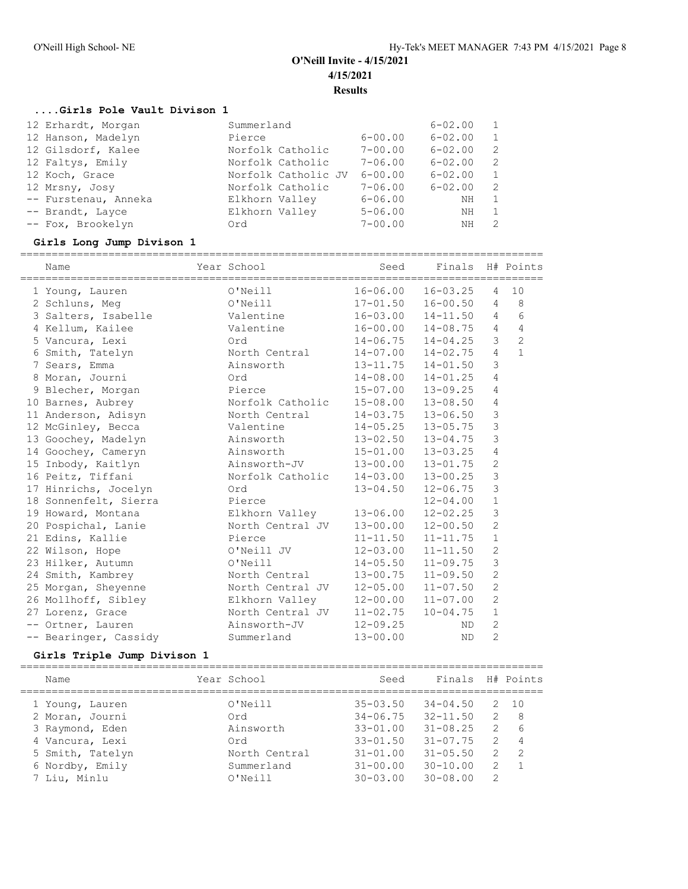O'Neill Invite - 4/15/2021

4/15/2021

**Results**

### ....Girls Pole Vault Divison 1

| Name | School | Seed | Finals | H# |
|---|---|---|---|---|
| 12 Erhardt, Morgan | Summerland | | 6-02.00 | 1 |
| 12 Hanson, Madelyn | Pierce | 6-00.00 | 6-02.00 | 1 |
| 12 Gilsdorf, Kalee | Norfolk Catholic | 7-00.00 | 6-02.00 | 2 |
| 12 Faltys, Emily | Norfolk Catholic | 7-06.00 | 6-02.00 | 2 |
| 12 Koch, Grace | Norfolk Catholic JV | 6-00.00 | 6-02.00 | 1 |
| 12 Mrsny, Josy | Norfolk Catholic | 7-06.00 | 6-02.00 | 2 |
| -- Furstenau, Anneka | Elkhorn Valley | 6-06.00 | NH | 1 |
| -- Brandt, Layce | Elkhorn Valley | 5-06.00 | NH | 1 |
| -- Fox, Brookelyn | Ord | 7-00.00 | NH | 2 |

### Girls Long Jump Divison 1

| Name | Year School | Seed | Finals | H# | Points |
|---|---|---|---|---|---|
| 1 Young, Lauren | O'Neill | 16-06.00 | 16-03.25 | 4 | 10 |
| 2 Schluns, Meg | O'Neill | 17-01.50 | 16-00.50 | 4 | 8 |
| 3 Salters, Isabelle | Valentine | 16-03.00 | 14-11.50 | 4 | 6 |
| 4 Kellum, Kailee | Valentine | 16-00.00 | 14-08.75 | 4 | 4 |
| 5 Vancura, Lexi | Ord | 14-06.75 | 14-04.25 | 3 | 2 |
| 6 Smith, Tatelyn | North Central | 14-07.00 | 14-02.75 | 4 | 1 |
| 7 Sears, Emma | Ainsworth | 13-11.75 | 14-01.50 | 3 | |
| 8 Moran, Journi | Ord | 14-08.00 | 14-01.25 | 4 | |
| 9 Blecher, Morgan | Pierce | 15-07.00 | 13-09.25 | 4 | |
| 10 Barnes, Aubrey | Norfolk Catholic | 15-08.00 | 13-08.50 | 4 | |
| 11 Anderson, Adisyn | North Central | 14-03.75 | 13-06.50 | 3 | |
| 12 McGinley, Becca | Valentine | 14-05.25 | 13-05.75 | 3 | |
| 13 Goochey, Madelyn | Ainsworth | 13-02.50 | 13-04.75 | 3 | |
| 14 Goochey, Cameryn | Ainsworth | 15-01.00 | 13-03.25 | 4 | |
| 15 Inbody, Kaitlyn | Ainsworth-JV | 13-00.00 | 13-01.75 | 2 | |
| 16 Peitz, Tiffani | Norfolk Catholic | 14-03.00 | 13-00.25 | 3 | |
| 17 Hinrichs, Jocelyn | Ord | 13-04.50 | 12-06.75 | 3 | |
| 18 Sonnenfelt, Sierra | Pierce | | 12-04.00 | 1 | |
| 19 Howard, Montana | Elkhorn Valley | 13-06.00 | 12-02.25 | 3 | |
| 20 Pospichal, Lanie | North Central JV | 13-00.00 | 12-00.50 | 2 | |
| 21 Edins, Kallie | Pierce | 11-11.50 | 11-11.75 | 1 | |
| 22 Wilson, Hope | O'Neill JV | 12-03.00 | 11-11.50 | 2 | |
| 23 Hilker, Autumn | O'Neill | 14-05.50 | 11-09.75 | 3 | |
| 24 Smith, Kambrey | North Central | 13-00.75 | 11-09.50 | 2 | |
| 25 Morgan, Sheyenne | North Central JV | 12-05.00 | 11-07.50 | 2 | |
| 26 Mollhoff, Sibley | Elkhorn Valley | 12-00.00 | 11-07.00 | 2 | |
| 27 Lorenz, Grace | North Central JV | 11-02.75 | 10-04.75 | 1 | |
| -- Ortner, Lauren | Ainsworth-JV | 12-09.25 | ND | 2 | |
| -- Bearinger, Cassidy | Summerland | 13-00.00 | ND | 2 | |

### Girls Triple Jump Divison 1

| Name | Year School | Seed | Finals | H# | Points |
|---|---|---|---|---|---|
| 1 Young, Lauren | O'Neill | 35-03.50 | 34-04.50 | 2 | 10 |
| 2 Moran, Journi | Ord | 34-06.75 | 32-11.50 | 2 | 8 |
| 3 Raymond, Eden | Ainsworth | 33-01.00 | 31-08.25 | 2 | 6 |
| 4 Vancura, Lexi | Ord | 33-01.50 | 31-07.75 | 2 | 4 |
| 5 Smith, Tatelyn | North Central | 31-01.00 | 31-05.50 | 2 | 2 |
| 6 Nordby, Emily | Summerland | 31-00.00 | 30-10.00 | 2 | 1 |
| 7 Liu, Minlu | O'Neill | 30-03.00 | 30-08.00 | 2 | |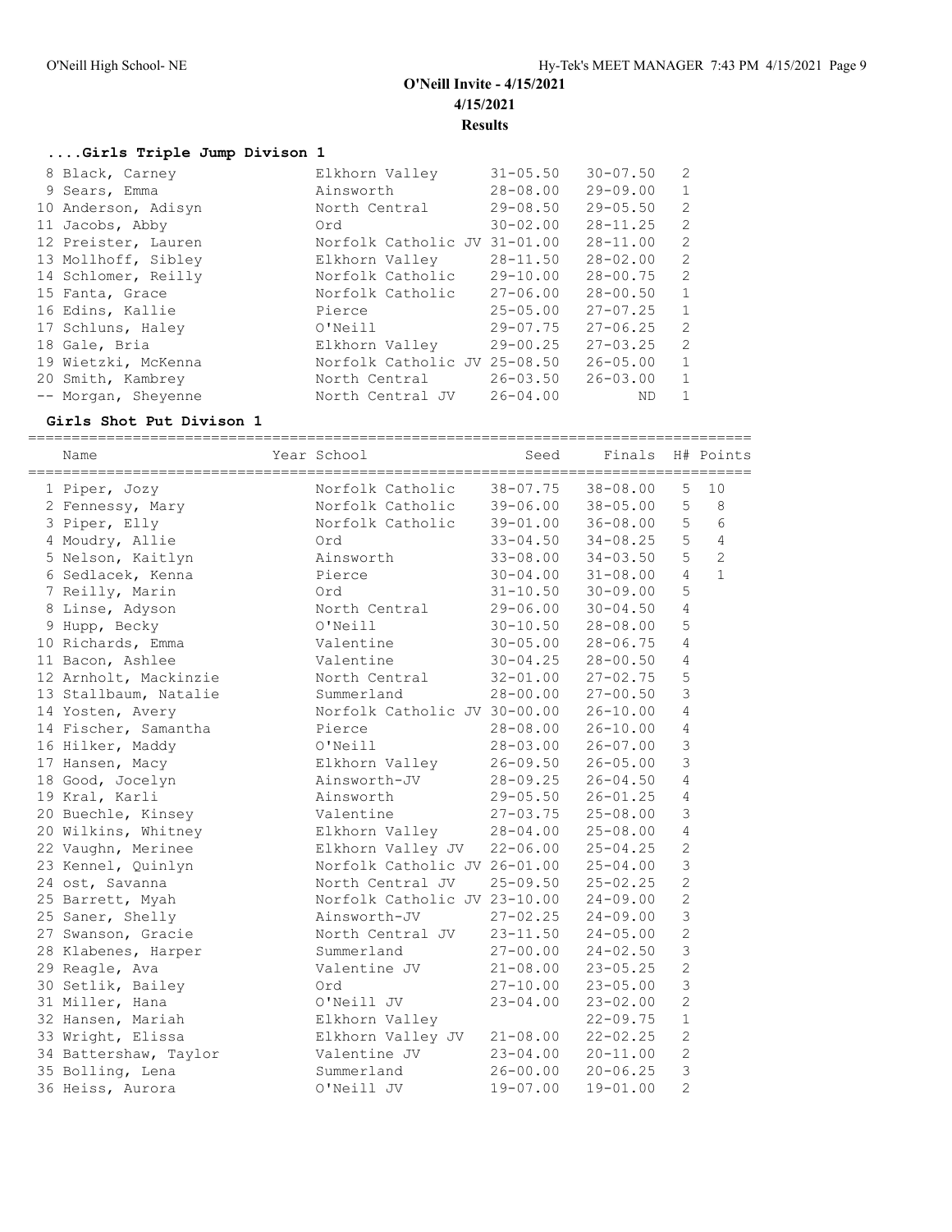## O'Neill Invite - 4/15/2021

**4/15/2021**

**Results**

### ....Girls Triple Jump Divison 1

| Place | Name | School | Seed | Finals | H# |
|---|---|---|---|---|---|
| 8 | Black, Carney | Elkhorn Valley | 31-05.50 | 30-07.50 | 2 |
| 9 | Sears, Emma | Ainsworth | 28-08.00 | 29-09.00 | 1 |
| 10 | Anderson, Adisyn | North Central | 29-08.50 | 29-05.50 | 2 |
| 11 | Jacobs, Abby | Ord | 30-02.00 | 28-11.25 | 2 |
| 12 | Preister, Lauren | Norfolk Catholic JV | 31-01.00 | 28-11.00 | 2 |
| 13 | Mollhoff, Sibley | Elkhorn Valley | 28-11.50 | 28-02.00 | 2 |
| 14 | Schlomer, Reilly | Norfolk Catholic | 29-10.00 | 28-00.75 | 2 |
| 15 | Fanta, Grace | Norfolk Catholic | 27-06.00 | 28-00.50 | 1 |
| 16 | Edins, Kallie | Pierce | 25-05.00 | 27-07.25 | 1 |
| 17 | Schluns, Haley | O'Neill | 29-07.75 | 27-06.25 | 2 |
| 18 | Gale, Bria | Elkhorn Valley | 29-00.25 | 27-03.25 | 2 |
| 19 | Wietzki, McKenna | Norfolk Catholic JV | 25-08.50 | 26-05.00 | 1 |
| 20 | Smith, Kambrey | North Central | 26-03.50 | 26-03.00 | 1 |
| -- | Morgan, Sheyenne | North Central JV | 26-04.00 | ND | 1 |

### Girls Shot Put Divison 1

| Place | Name | Year | School | Seed | Finals | H# | Points |
|---|---|---|---|---|---|---|---|
| 1 | Piper, Jozy | | Norfolk Catholic | 38-07.75 | 38-08.00 | 5 | 10 |
| 2 | Fennessy, Mary | | Norfolk Catholic | 39-06.00 | 38-05.00 | 5 | 8 |
| 3 | Piper, Elly | | Norfolk Catholic | 39-01.00 | 36-08.00 | 5 | 6 |
| 4 | Moudry, Allie | | Ord | 33-04.50 | 34-08.25 | 5 | 4 |
| 5 | Nelson, Kaitlyn | | Ainsworth | 33-08.00 | 34-03.50 | 5 | 2 |
| 6 | Sedlacek, Kenna | | Pierce | 30-04.00 | 31-08.00 | 4 | 1 |
| 7 | Reilly, Marin | | Ord | 31-10.50 | 30-09.00 | 5 | |
| 8 | Linse, Adyson | | North Central | 29-06.00 | 30-04.50 | 4 | |
| 9 | Hupp, Becky | | O'Neill | 30-10.50 | 28-08.00 | 5 | |
| 10 | Richards, Emma | | Valentine | 30-05.00 | 28-06.75 | 4 | |
| 11 | Bacon, Ashlee | | Valentine | 30-04.25 | 28-00.50 | 4 | |
| 12 | Arnholt, Mackinzie | | North Central | 32-01.00 | 27-02.75 | 5 | |
| 13 | Stallbaum, Natalie | | Summerland | 28-00.00 | 27-00.50 | 3 | |
| 14 | Yosten, Avery | | Norfolk Catholic JV | 30-00.00 | 26-10.00 | 4 | |
| 14 | Fischer, Samantha | | Pierce | 28-08.00 | 26-10.00 | 4 | |
| 16 | Hilker, Maddy | | O'Neill | 28-03.00 | 26-07.00 | 3 | |
| 17 | Hansen, Macy | | Elkhorn Valley | 26-09.50 | 26-05.00 | 3 | |
| 18 | Good, Jocelyn | | Ainsworth-JV | 28-09.25 | 26-04.50 | 4 | |
| 19 | Kral, Karli | | Ainsworth | 29-05.50 | 26-01.25 | 4 | |
| 20 | Buechle, Kinsey | | Valentine | 27-03.75 | 25-08.00 | 3 | |
| 20 | Wilkins, Whitney | | Elkhorn Valley | 28-04.00 | 25-08.00 | 4 | |
| 22 | Vaughn, Merinee | | Elkhorn Valley JV | 22-06.00 | 25-04.25 | 2 | |
| 23 | Kennel, Quinlyn | | Norfolk Catholic JV | 26-01.00 | 25-04.00 | 3 | |
| 24 | ost, Savanna | | North Central JV | 25-09.50 | 25-02.25 | 2 | |
| 25 | Barrett, Myah | | Norfolk Catholic JV | 23-10.00 | 24-09.00 | 2 | |
| 25 | Saner, Shelly | | Ainsworth-JV | 27-02.25 | 24-09.00 | 3 | |
| 27 | Swanson, Gracie | | North Central JV | 23-11.50 | 24-05.00 | 2 | |
| 28 | Klabenes, Harper | | Summerland | 27-00.00 | 24-02.50 | 3 | |
| 29 | Reagle, Ava | | Valentine JV | 21-08.00 | 23-05.25 | 2 | |
| 30 | Setlik, Bailey | | Ord | 27-10.00 | 23-05.00 | 3 | |
| 31 | Miller, Hana | | O'Neill JV | 23-04.00 | 23-02.00 | 2 | |
| 32 | Hansen, Mariah | | Elkhorn Valley | | 22-09.75 | 1 | |
| 33 | Wright, Elissa | | Elkhorn Valley JV | 21-08.00 | 22-02.25 | 2 | |
| 34 | Battershaw, Taylor | | Valentine JV | 23-04.00 | 20-11.00 | 2 | |
| 35 | Bolling, Lena | | Summerland | 26-00.00 | 20-06.25 | 3 | |
| 36 | Heiss, Aurora | | O'Neill JV | 19-07.00 | 19-01.00 | 2 | |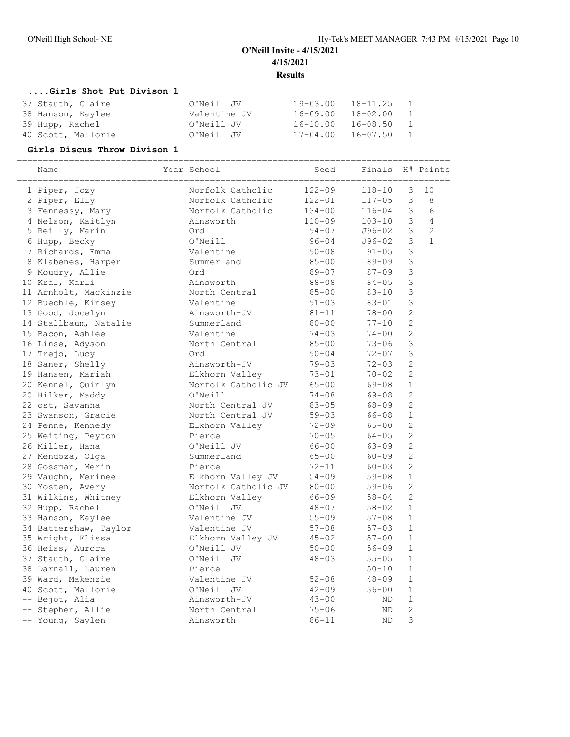# O'Neill Invite - 4/15/2021

**4/15/2021**

**Results**

### ....Girls Shot Put Divison 1

| Name | School | Seed | Finals | H# |
|---|---|---|---|---|
| 37 Stauth, Claire | O'Neill JV | 19-03.00 | 18-11.25 | 1 |
| 38 Hanson, Kaylee | Valentine JV | 16-09.00 | 18-02.00 | 1 |
| 39 Hupp, Rachel | O'Neill JV | 16-10.00 | 16-08.50 | 1 |
| 40 Scott, Mallorie | O'Neill JV | 17-04.00 | 16-07.50 | 1 |

### Girls Discus Throw Divison 1

| Name | Year School | Seed | Finals | H# | Points |
|---|---|---|---|---|---|
| 1 Piper, Jozy | Norfolk Catholic | 122-09 | 118-10 | 3 | 10 |
| 2 Piper, Elly | Norfolk Catholic | 122-01 | 117-05 | 3 | 8 |
| 3 Fennessy, Mary | Norfolk Catholic | 134-00 | 116-04 | 3 | 6 |
| 4 Nelson, Kaitlyn | Ainsworth | 110-09 | 103-10 | 3 | 4 |
| 5 Reilly, Marin | Ord | 94-07 | J96-02 | 3 | 2 |
| 6 Hupp, Becky | O'Neill | 96-04 | J96-02 | 3 | 1 |
| 7 Richards, Emma | Valentine | 90-08 | 91-05 | 3 | |
| 8 Klabenes, Harper | Summerland | 85-00 | 89-09 | 3 | |
| 9 Moudry, Allie | Ord | 89-07 | 87-09 | 3 | |
| 10 Kral, Karli | Ainsworth | 88-08 | 84-05 | 3 | |
| 11 Arnholt, Mackinzie | North Central | 85-00 | 83-10 | 3 | |
| 12 Buechle, Kinsey | Valentine | 91-03 | 83-01 | 3 | |
| 13 Good, Jocelyn | Ainsworth-JV | 81-11 | 78-00 | 2 | |
| 14 Stallbaum, Natalie | Summerland | 80-00 | 77-10 | 2 | |
| 15 Bacon, Ashlee | Valentine | 74-03 | 74-00 | 2 | |
| 16 Linse, Adyson | North Central | 85-00 | 73-06 | 3 | |
| 17 Trejo, Lucy | Ord | 90-04 | 72-07 | 3 | |
| 18 Saner, Shelly | Ainsworth-JV | 79-03 | 72-03 | 2 | |
| 19 Hansen, Mariah | Elkhorn Valley | 73-01 | 70-02 | 2 | |
| 20 Kennel, Quinlyn | Norfolk Catholic JV | 65-00 | 69-08 | 1 | |
| 20 Hilker, Maddy | O'Neill | 74-08 | 69-08 | 2 | |
| 22 ost, Savanna | North Central JV | 83-05 | 68-09 | 2 | |
| 23 Swanson, Gracie | North Central JV | 59-03 | 66-08 | 1 | |
| 24 Penne, Kennedy | Elkhorn Valley | 72-09 | 65-00 | 2 | |
| 25 Weiting, Peyton | Pierce | 70-05 | 64-05 | 2 | |
| 26 Miller, Hana | O'Neill JV | 66-00 | 63-09 | 2 | |
| 27 Mendoza, Olga | Summerland | 65-00 | 60-09 | 2 | |
| 28 Gossman, Merin | Pierce | 72-11 | 60-03 | 2 | |
| 29 Vaughn, Merinee | Elkhorn Valley JV | 54-09 | 59-08 | 1 | |
| 30 Yosten, Avery | Norfolk Catholic JV | 80-00 | 59-06 | 2 | |
| 31 Wilkins, Whitney | Elkhorn Valley | 66-09 | 58-04 | 2 | |
| 32 Hupp, Rachel | O'Neill JV | 48-07 | 58-02 | 1 | |
| 33 Hanson, Kaylee | Valentine JV | 55-09 | 57-08 | 1 | |
| 34 Battershaw, Taylor | Valentine JV | 57-08 | 57-03 | 1 | |
| 35 Wright, Elissa | Elkhorn Valley JV | 45-02 | 57-00 | 1 | |
| 36 Heiss, Aurora | O'Neill JV | 50-00 | 56-09 | 1 | |
| 37 Stauth, Claire | O'Neill JV | 48-03 | 55-05 | 1 | |
| 38 Darnall, Lauren | Pierce | | 50-10 | 1 | |
| 39 Ward, Makenzie | Valentine JV | 52-08 | 48-09 | 1 | |
| 40 Scott, Mallorie | O'Neill JV | 42-09 | 36-00 | 1 | |
| -- Bejot, Alia | Ainsworth-JV | 43-00 | ND | 1 | |
| -- Stephen, Allie | North Central | 75-06 | ND | 2 | |
| -- Young, Saylen | Ainsworth | 86-11 | ND | 3 | |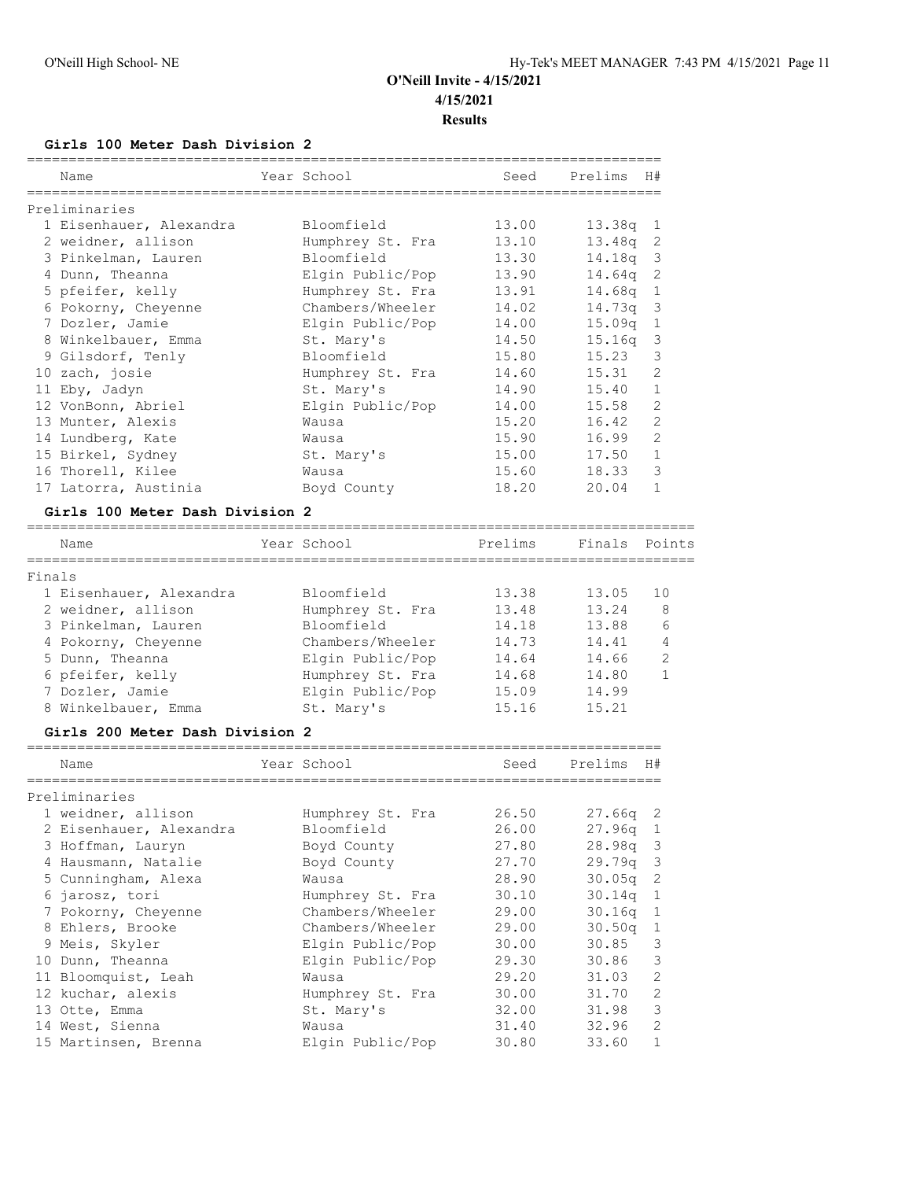# O'Neill Invite - 4/15/2021

**4/15/2021**

**Results**

### Girls 100 Meter Dash Division 2

**Preliminaries**

| | Name | Year | School | Seed | Prelims | H# |
|---|---|---|---|---|---|---|
| 1 | Eisenhauer, Alexandra | | Bloomfield | 13.00 | 13.38q | 1 |
| 2 | weidner, allison | | Humphrey St. Fra | 13.10 | 13.48q | 2 |
| 3 | Pinkelman, Lauren | | Bloomfield | 13.30 | 14.18q | 3 |
| 4 | Dunn, Theanna | | Elgin Public/Pop | 13.90 | 14.64q | 2 |
| 5 | pfeifer, kelly | | Humphrey St. Fra | 13.91 | 14.68q | 1 |
| 6 | Pokorny, Cheyenne | | Chambers/Wheeler | 14.02 | 14.73q | 3 |
| 7 | Dozler, Jamie | | Elgin Public/Pop | 14.00 | 15.09q | 1 |
| 8 | Winkelbauer, Emma | | St. Mary's | 14.50 | 15.16q | 3 |
| 9 | Gilsdorf, Tenly | | Bloomfield | 15.80 | 15.23 | 3 |
| 10 | zach, josie | | Humphrey St. Fra | 14.60 | 15.31 | 2 |
| 11 | Eby, Jadyn | | St. Mary's | 14.90 | 15.40 | 1 |
| 12 | VonBonn, Abriel | | Elgin Public/Pop | 14.00 | 15.58 | 2 |
| 13 | Munter, Alexis | | Wausa | 15.20 | 16.42 | 2 |
| 14 | Lundberg, Kate | | Wausa | 15.90 | 16.99 | 2 |
| 15 | Birkel, Sydney | | St. Mary's | 15.00 | 17.50 | 1 |
| 16 | Thorell, Kilee | | Wausa | 15.60 | 18.33 | 3 |
| 17 | Latorra, Austinia | | Boyd County | 18.20 | 20.04 | 1 |

### Girls 100 Meter Dash Division 2

**Finals**

| | Name | Year | School | Prelims | Finals | Points |
|---|---|---|---|---|---|---|
| 1 | Eisenhauer, Alexandra | | Bloomfield | 13.38 | 13.05 | 10 |
| 2 | weidner, allison | | Humphrey St. Fra | 13.48 | 13.24 | 8 |
| 3 | Pinkelman, Lauren | | Bloomfield | 14.18 | 13.88 | 6 |
| 4 | Pokorny, Cheyenne | | Chambers/Wheeler | 14.73 | 14.41 | 4 |
| 5 | Dunn, Theanna | | Elgin Public/Pop | 14.64 | 14.66 | 2 |
| 6 | pfeifer, kelly | | Humphrey St. Fra | 14.68 | 14.80 | 1 |
| 7 | Dozler, Jamie | | Elgin Public/Pop | 15.09 | 14.99 | |
| 8 | Winkelbauer, Emma | | St. Mary's | 15.16 | 15.21 | |

### Girls 200 Meter Dash Division 2

**Preliminaries**

| | Name | Year | School | Seed | Prelims | H# |
|---|---|---|---|---|---|---|
| 1 | weidner, allison | | Humphrey St. Fra | 26.50 | 27.66q | 2 |
| 2 | Eisenhauer, Alexandra | | Bloomfield | 26.00 | 27.96q | 1 |
| 3 | Hoffman, Lauryn | | Boyd County | 27.80 | 28.98q | 3 |
| 4 | Hausmann, Natalie | | Boyd County | 27.70 | 29.79q | 3 |
| 5 | Cunningham, Alexa | | Wausa | 28.90 | 30.05q | 2 |
| 6 | jarosz, tori | | Humphrey St. Fra | 30.10 | 30.14q | 1 |
| 7 | Pokorny, Cheyenne | | Chambers/Wheeler | 29.00 | 30.16q | 1 |
| 8 | Ehlers, Brooke | | Chambers/Wheeler | 29.00 | 30.50q | 1 |
| 9 | Meis, Skyler | | Elgin Public/Pop | 30.00 | 30.85 | 3 |
| 10 | Dunn, Theanna | | Elgin Public/Pop | 29.30 | 30.86 | 3 |
| 11 | Bloomquist, Leah | | Wausa | 29.20 | 31.03 | 2 |
| 12 | kuchar, alexis | | Humphrey St. Fra | 30.00 | 31.70 | 2 |
| 13 | Otte, Emma | | St. Mary's | 32.00 | 31.98 | 3 |
| 14 | West, Sienna | | Wausa | 31.40 | 32.96 | 2 |
| 15 | Martinsen, Brenna | | Elgin Public/Pop | 30.80 | 33.60 | 1 |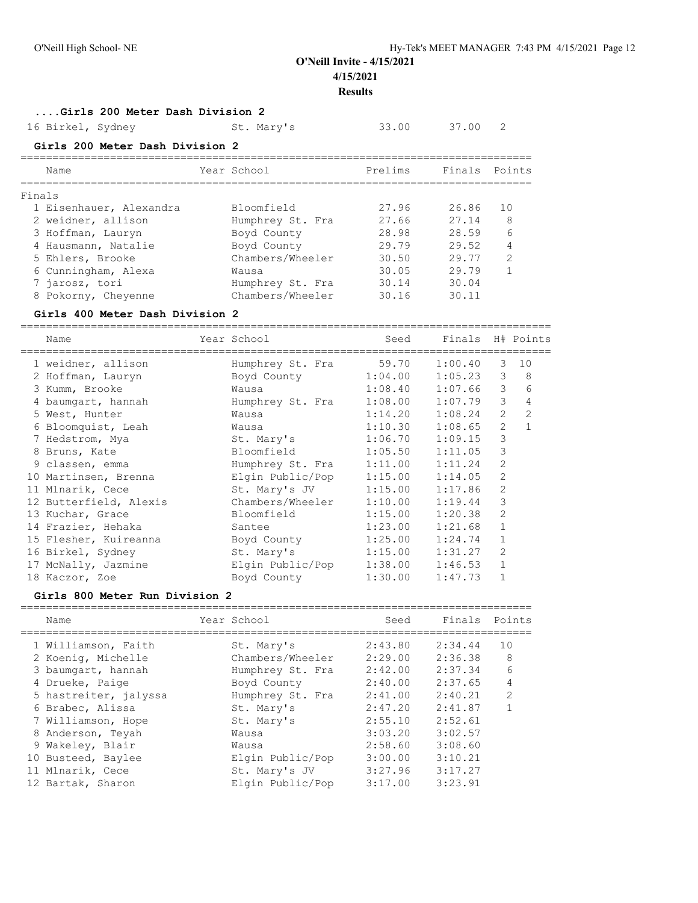## O'Neill Invite - 4/15/2021

**4/15/2021**

**Results**

### ....Girls 200 Meter Dash Division 2

| | Name | Year | School | Prelims | Finals | Points |
|---|---|---|---|---|---|---|
| 16 | Birkel, Sydney | | St. Mary's | 33.00 | 37.00 | 2 |

### Girls 200 Meter Dash Division 2

| | Name | Year | School | Prelims | Finals | Points |
|---|---|---|---|---|---|---|
| **Finals** | | | | | | |
| 1 | Eisenhauer, Alexandra | | Bloomfield | 27.96 | 26.86 | 10 |
| 2 | weidner, allison | | Humphrey St. Fra | 27.66 | 27.14 | 8 |
| 3 | Hoffman, Lauryn | | Boyd County | 28.98 | 28.59 | 6 |
| 4 | Hausmann, Natalie | | Boyd County | 29.79 | 29.52 | 4 |
| 5 | Ehlers, Brooke | | Chambers/Wheeler | 30.50 | 29.77 | 2 |
| 6 | Cunningham, Alexa | | Wausa | 30.05 | 29.79 | 1 |
| 7 | jarosz, tori | | Humphrey St. Fra | 30.14 | 30.04 | |
| 8 | Pokorny, Cheyenne | | Chambers/Wheeler | 30.16 | 30.11 | |

### Girls 400 Meter Dash Division 2

| | Name | Year | School | Seed | Finals | H# | Points |
|---|---|---|---|---|---|---|---|
| 1 | weidner, allison | | Humphrey St. Fra | 59.70 | 1:00.40 | 3 | 10 |
| 2 | Hoffman, Lauryn | | Boyd County | 1:04.00 | 1:05.23 | 3 | 8 |
| 3 | Kumm, Brooke | | Wausa | 1:08.40 | 1:07.66 | 3 | 6 |
| 4 | baumgart, hannah | | Humphrey St. Fra | 1:08.00 | 1:07.79 | 3 | 4 |
| 5 | West, Hunter | | Wausa | 1:14.20 | 1:08.24 | 2 | 2 |
| 6 | Bloomquist, Leah | | Wausa | 1:10.30 | 1:08.65 | 2 | 1 |
| 7 | Hedstrom, Mya | | St. Mary's | 1:06.70 | 1:09.15 | 3 | |
| 8 | Bruns, Kate | | Bloomfield | 1:05.50 | 1:11.05 | 3 | |
| 9 | classen, emma | | Humphrey St. Fra | 1:11.00 | 1:11.24 | 2 | |
| 10 | Martinsen, Brenna | | Elgin Public/Pop | 1:15.00 | 1:14.05 | 2 | |
| 11 | Mlnarik, Cece | | St. Mary's JV | 1:15.00 | 1:17.86 | 2 | |
| 12 | Butterfield, Alexis | | Chambers/Wheeler | 1:10.00 | 1:19.44 | 3 | |
| 13 | Kuchar, Grace | | Bloomfield | 1:15.00 | 1:20.38 | 2 | |
| 14 | Frazier, Hehaka | | Santee | 1:23.00 | 1:21.68 | 1 | |
| 15 | Flesher, Kuireanna | | Boyd County | 1:25.00 | 1:24.74 | 1 | |
| 16 | Birkel, Sydney | | St. Mary's | 1:15.00 | 1:31.27 | 2 | |
| 17 | McNally, Jazmine | | Elgin Public/Pop | 1:38.00 | 1:46.53 | 1 | |
| 18 | Kaczor, Zoe | | Boyd County | 1:30.00 | 1:47.73 | 1 | |

### Girls 800 Meter Run Division 2

| | Name | Year | School | Seed | Finals | Points |
|---|---|---|---|---|---|---|
| 1 | Williamson, Faith | | St. Mary's | 2:43.80 | 2:34.44 | 10 |
| 2 | Koenig, Michelle | | Chambers/Wheeler | 2:29.00 | 2:36.38 | 8 |
| 3 | baumgart, hannah | | Humphrey St. Fra | 2:42.00 | 2:37.34 | 6 |
| 4 | Drueke, Paige | | Boyd County | 2:40.00 | 2:37.65 | 4 |
| 5 | hastreiter, jalyssa | | Humphrey St. Fra | 2:41.00 | 2:40.21 | 2 |
| 6 | Brabec, Alissa | | St. Mary's | 2:47.20 | 2:41.87 | 1 |
| 7 | Williamson, Hope | | St. Mary's | 2:55.10 | 2:52.61 | |
| 8 | Anderson, Teyah | | Wausa | 3:03.20 | 3:02.57 | |
| 9 | Wakeley, Blair | | Wausa | 2:58.60 | 3:08.60 | |
| 10 | Busteed, Baylee | | Elgin Public/Pop | 3:00.00 | 3:10.21 | |
| 11 | Mlnarik, Cece | | St. Mary's JV | 3:27.96 | 3:17.27 | |
| 12 | Bartak, Sharon | | Elgin Public/Pop | 3:17.00 | 3:23.91 | |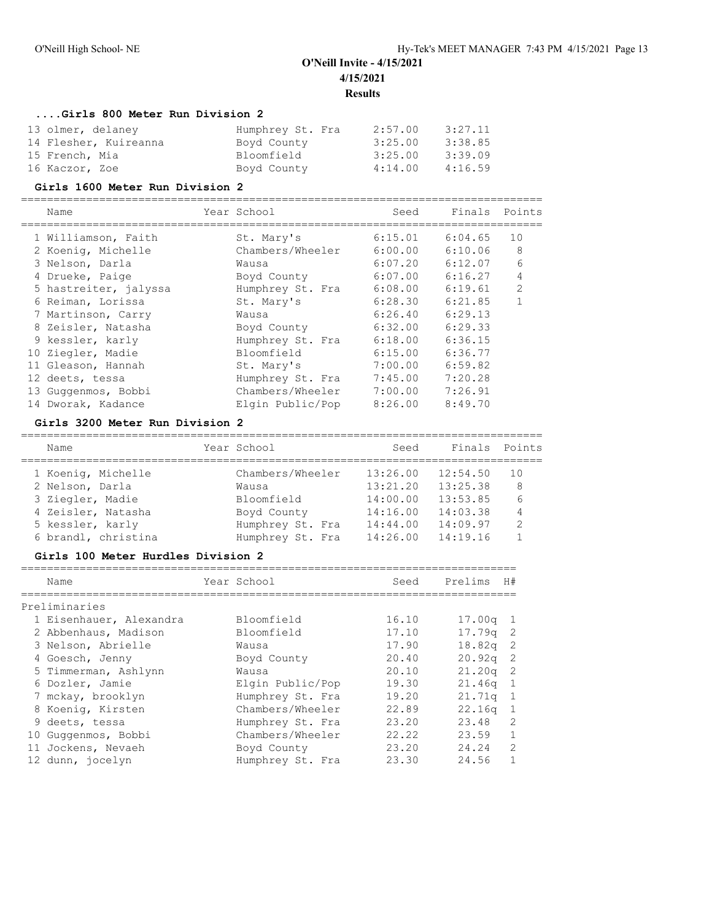# O'Neill Invite - 4/15/2021

**4/15/2021**

**Results**

### ....Girls 800 Meter Run Division 2

| Name | Year School | Seed | Finals |
|---|---|---|---|
| 13 olmer, delaney | Humphrey St. Fra | 2:57.00 | 3:27.11 |
| 14 Flesher, Kuireanna | Boyd County | 3:25.00 | 3:38.85 |
| 15 French, Mia | Bloomfield | 3:25.00 | 3:39.09 |
| 16 Kaczor, Zoe | Boyd County | 4:14.00 | 4:16.59 |

### Girls 1600 Meter Run Division 2

| Name | Year School | Seed | Finals | Points |
|---|---|---|---|---|
| 1 Williamson, Faith | St. Mary's | 6:15.01 | 6:04.65 | 10 |
| 2 Koenig, Michelle | Chambers/Wheeler | 6:00.00 | 6:10.06 | 8 |
| 3 Nelson, Darla | Wausa | 6:07.20 | 6:12.07 | 6 |
| 4 Drueke, Paige | Boyd County | 6:07.00 | 6:16.27 | 4 |
| 5 hastreiter, jalyssa | Humphrey St. Fra | 6:08.00 | 6:19.61 | 2 |
| 6 Reiman, Lorissa | St. Mary's | 6:28.30 | 6:21.85 | 1 |
| 7 Martinson, Carry | Wausa | 6:26.40 | 6:29.13 | |
| 8 Zeisler, Natasha | Boyd County | 6:32.00 | 6:29.33 | |
| 9 kessler, karly | Humphrey St. Fra | 6:18.00 | 6:36.15 | |
| 10 Ziegler, Madie | Bloomfield | 6:15.00 | 6:36.77 | |
| 11 Gleason, Hannah | St. Mary's | 7:00.00 | 6:59.82 | |
| 12 deets, tessa | Humphrey St. Fra | 7:45.00 | 7:20.28 | |
| 13 Guggenmos, Bobbi | Chambers/Wheeler | 7:00.00 | 7:26.91 | |
| 14 Dworak, Kadance | Elgin Public/Pop | 8:26.00 | 8:49.70 | |

### Girls 3200 Meter Run Division 2

| Name | Year School | Seed | Finals | Points |
|---|---|---|---|---|
| 1 Koenig, Michelle | Chambers/Wheeler | 13:26.00 | 12:54.50 | 10 |
| 2 Nelson, Darla | Wausa | 13:21.20 | 13:25.38 | 8 |
| 3 Ziegler, Madie | Bloomfield | 14:00.00 | 13:53.85 | 6 |
| 4 Zeisler, Natasha | Boyd County | 14:16.00 | 14:03.38 | 4 |
| 5 kessler, karly | Humphrey St. Fra | 14:44.00 | 14:09.97 | 2 |
| 6 brandl, christina | Humphrey St. Fra | 14:26.00 | 14:19.16 | 1 |

### Girls 100 Meter Hurdles Division 2

| Name | Year School | Seed | Prelims | H# |
|---|---|---|---|---|
| Preliminaries | | | | |
| 1 Eisenhauer, Alexandra | Bloomfield | 16.10 | 17.00q | 1 |
| 2 Abbenhaus, Madison | Bloomfield | 17.10 | 17.79q | 2 |
| 3 Nelson, Abrielle | Wausa | 17.90 | 18.82q | 2 |
| 4 Goesch, Jenny | Boyd County | 20.40 | 20.92q | 2 |
| 5 Timmerman, Ashlynn | Wausa | 20.10 | 21.20q | 2 |
| 6 Dozler, Jamie | Elgin Public/Pop | 19.30 | 21.46q | 1 |
| 7 mckay, brooklyn | Humphrey St. Fra | 19.20 | 21.71q | 1 |
| 8 Koenig, Kirsten | Chambers/Wheeler | 22.89 | 22.16q | 1 |
| 9 deets, tessa | Humphrey St. Fra | 23.20 | 23.48 | 2 |
| 10 Guggenmos, Bobbi | Chambers/Wheeler | 22.22 | 23.59 | 1 |
| 11 Jockens, Nevaeh | Boyd County | 23.20 | 24.24 | 2 |
| 12 dunn, jocelyn | Humphrey St. Fra | 23.30 | 24.56 | 1 |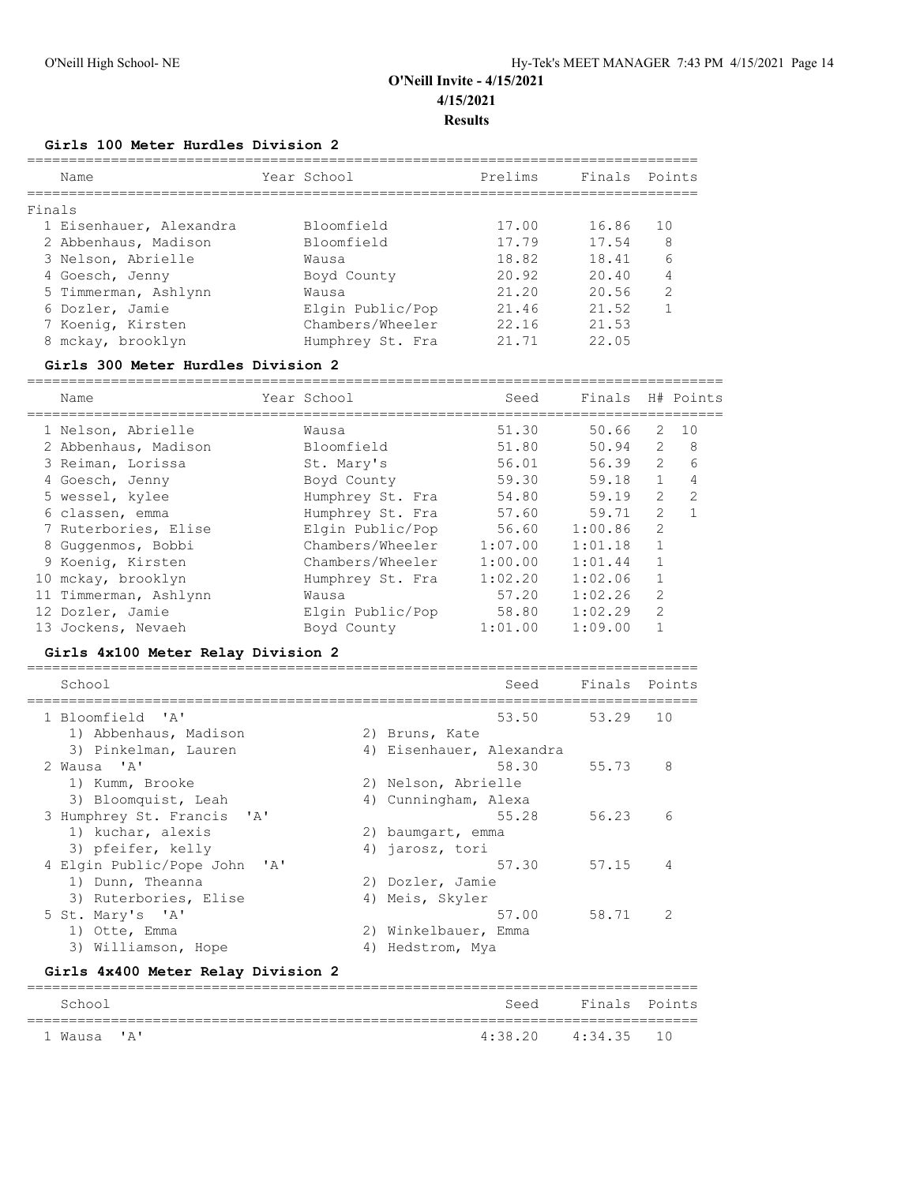# O'Neill Invite - 4/15/2021

**4/15/2021**

**Results**

### Girls 100 Meter Hurdles Division 2

Finals

| Name | Year | School | Prelims | Finals | Points |
|---|---|---|---|---|---|
| 1 Eisenhauer, Alexandra | | Bloomfield | 17.00 | 16.86 | 10 |
| 2 Abbenhaus, Madison | | Bloomfield | 17.79 | 17.54 | 8 |
| 3 Nelson, Abrielle | | Wausa | 18.82 | 18.41 | 6 |
| 4 Goesch, Jenny | | Boyd County | 20.92 | 20.40 | 4 |
| 5 Timmerman, Ashlynn | | Wausa | 21.20 | 20.56 | 2 |
| 6 Dozler, Jamie | | Elgin Public/Pop | 21.46 | 21.52 | 1 |
| 7 Koenig, Kirsten | | Chambers/Wheeler | 22.16 | 21.53 | |
| 8 mckay, brooklyn | | Humphrey St. Fra | 21.71 | 22.05 | |

### Girls 300 Meter Hurdles Division 2

| Name | Year | School | Seed | Finals | H# | Points |
|---|---|---|---|---|---|---|
| 1 Nelson, Abrielle | | Wausa | 51.30 | 50.66 | 2 | 10 |
| 2 Abbenhaus, Madison | | Bloomfield | 51.80 | 50.94 | 2 | 8 |
| 3 Reiman, Lorissa | | St. Mary's | 56.01 | 56.39 | 2 | 6 |
| 4 Goesch, Jenny | | Boyd County | 59.30 | 59.18 | 1 | 4 |
| 5 wessel, kylee | | Humphrey St. Fra | 54.80 | 59.19 | 2 | 2 |
| 6 classen, emma | | Humphrey St. Fra | 57.60 | 59.71 | 2 | 1 |
| 7 Ruterbories, Elise | | Elgin Public/Pop | 56.60 | 1:00.86 | 2 | |
| 8 Guggenmos, Bobbi | | Chambers/Wheeler | 1:07.00 | 1:01.18 | 1 | |
| 9 Koenig, Kirsten | | Chambers/Wheeler | 1:00.00 | 1:01.44 | 1 | |
| 10 mckay, brooklyn | | Humphrey St. Fra | 1:02.20 | 1:02.06 | 1 | |
| 11 Timmerman, Ashlynn | | Wausa | 57.20 | 1:02.26 | 2 | |
| 12 Dozler, Jamie | | Elgin Public/Pop | 58.80 | 1:02.29 | 2 | |
| 13 Jockens, Nevaeh | | Boyd County | 1:01.00 | 1:09.00 | 1 | |

### Girls 4x100 Meter Relay Division 2

| School | | Seed | Finals | Points |
|---|---|---|---|---|
| 1 Bloomfield 'A' | | 53.50 | 53.29 | 10 |
| 1) Abbenhaus, Madison | 2) Bruns, Kate | | | |
| 3) Pinkelman, Lauren | 4) Eisenhauer, Alexandra | | | |
| 2 Wausa 'A' | | 58.30 | 55.73 | 8 |
| 1) Kumm, Brooke | 2) Nelson, Abrielle | | | |
| 3) Bloomquist, Leah | 4) Cunningham, Alexa | | | |
| 3 Humphrey St. Francis 'A' | | 55.28 | 56.23 | 6 |
| 1) kuchar, alexis | 2) baumgart, emma | | | |
| 3) pfeifer, kelly | 4) jarosz, tori | | | |
| 4 Elgin Public/Pope John 'A' | | 57.30 | 57.15 | 4 |
| 1) Dunn, Theanna | 2) Dozler, Jamie | | | |
| 3) Ruterbories, Elise | 4) Meis, Skyler | | | |
| 5 St. Mary's 'A' | | 57.00 | 58.71 | 2 |
| 1) Otte, Emma | 2) Winkelbauer, Emma | | | |
| 3) Williamson, Hope | 4) Hedstrom, Mya | | | |

### Girls 4x400 Meter Relay Division 2

| School | Seed | Finals | Points |
|---|---|---|---|
| 1 Wausa 'A' | 4:38.20 | 4:34.35 | 10 |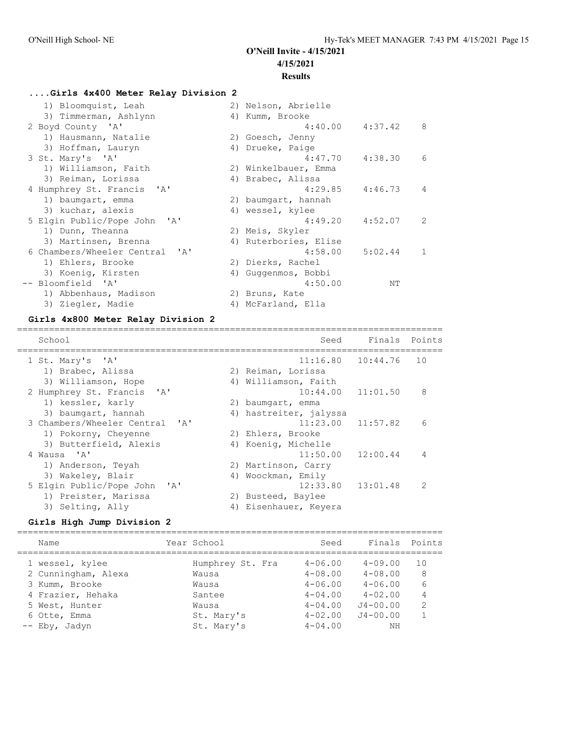# O'Neill Invite - 4/15/2021

4/15/2021

**Results**

### ....Girls 4x400 Meter Relay Division 2

| School | Seed | Finals | Points |
|---|---|---|---|
| 1) Bloomquist, Leah; 2) Nelson, Abrielle; 3) Timmerman, Ashlynn; 4) Kumm, Brooke | | | |
| 2 Boyd County 'A' | 4:40.00 | 4:37.42 | 8 |
| 1) Hausmann, Natalie; 2) Goesch, Jenny; 3) Hoffman, Lauryn; 4) Drueke, Paige | | | |
| 3 St. Mary's 'A' | 4:47.70 | 4:38.30 | 6 |
| 1) Williamson, Faith; 2) Winkelbauer, Emma; 3) Reiman, Lorissa; 4) Brabec, Alissa | | | |
| 4 Humphrey St. Francis 'A' | 4:29.85 | 4:46.73 | 4 |
| 1) baumgart, emma; 2) baumgart, hannah; 3) kuchar, alexis; 4) wessel, kylee | | | |
| 5 Elgin Public/Pope John 'A' | 4:49.20 | 4:52.07 | 2 |
| 1) Dunn, Theanna; 2) Meis, Skyler; 3) Martinsen, Brenna; 4) Ruterbories, Elise | | | |
| 6 Chambers/Wheeler Central 'A' | 4:58.00 | 5:02.44 | 1 |
| 1) Ehlers, Brooke; 2) Dierks, Rachel; 3) Koenig, Kirsten; 4) Guggenmos, Bobbi | | | |
| -- Bloomfield 'A' | 4:50.00 | NT | |
| 1) Abbenhaus, Madison; 2) Bruns, Kate; 3) Ziegler, Madie; 4) McFarland, Ella | | | |

### Girls 4x800 Meter Relay Division 2

| School | Seed | Finals | Points |
|---|---|---|---|
| 1 St. Mary's 'A' | 11:16.80 | 10:44.76 | 10 |
| 1) Brabec, Alissa; 2) Reiman, Lorissa; 3) Williamson, Hope; 4) Williamson, Faith | | | |
| 2 Humphrey St. Francis 'A' | 10:44.00 | 11:01.50 | 8 |
| 1) kessler, karly; 2) baumgart, emma; 3) baumgart, hannah; 4) hastreiter, jalyssa | | | |
| 3 Chambers/Wheeler Central 'A' | 11:23.00 | 11:57.82 | 6 |
| 1) Pokorny, Cheyenne; 2) Ehlers, Brooke; 3) Butterfield, Alexis; 4) Koenig, Michelle | | | |
| 4 Wausa 'A' | 11:50.00 | 12:00.44 | 4 |
| 1) Anderson, Teyah; 2) Martinson, Carry; 3) Wakeley, Blair; 4) Woockman, Emily | | | |
| 5 Elgin Public/Pope John 'A' | 12:33.80 | 13:01.48 | 2 |
| 1) Preister, Marissa; 2) Busteed, Baylee; 3) Selting, Ally; 4) Eisenhauer, Keyera | | | |

### Girls High Jump Division 2

| Name | Year School | Seed | Finals | Points |
|---|---|---|---|---|
| 1 wessel, kylee | Humphrey St. Fra | 4-06.00 | 4-09.00 | 10 |
| 2 Cunningham, Alexa | Wausa | 4-08.00 | 4-08.00 | 8 |
| 3 Kumm, Brooke | Wausa | 4-06.00 | 4-06.00 | 6 |
| 4 Frazier, Hehaka | Santee | 4-04.00 | 4-02.00 | 4 |
| 5 West, Hunter | Wausa | 4-04.00 | J4-00.00 | 2 |
| 6 Otte, Emma | St. Mary's | 4-02.00 | J4-00.00 | 1 |
| -- Eby, Jadyn | St. Mary's | 4-04.00 | NH | |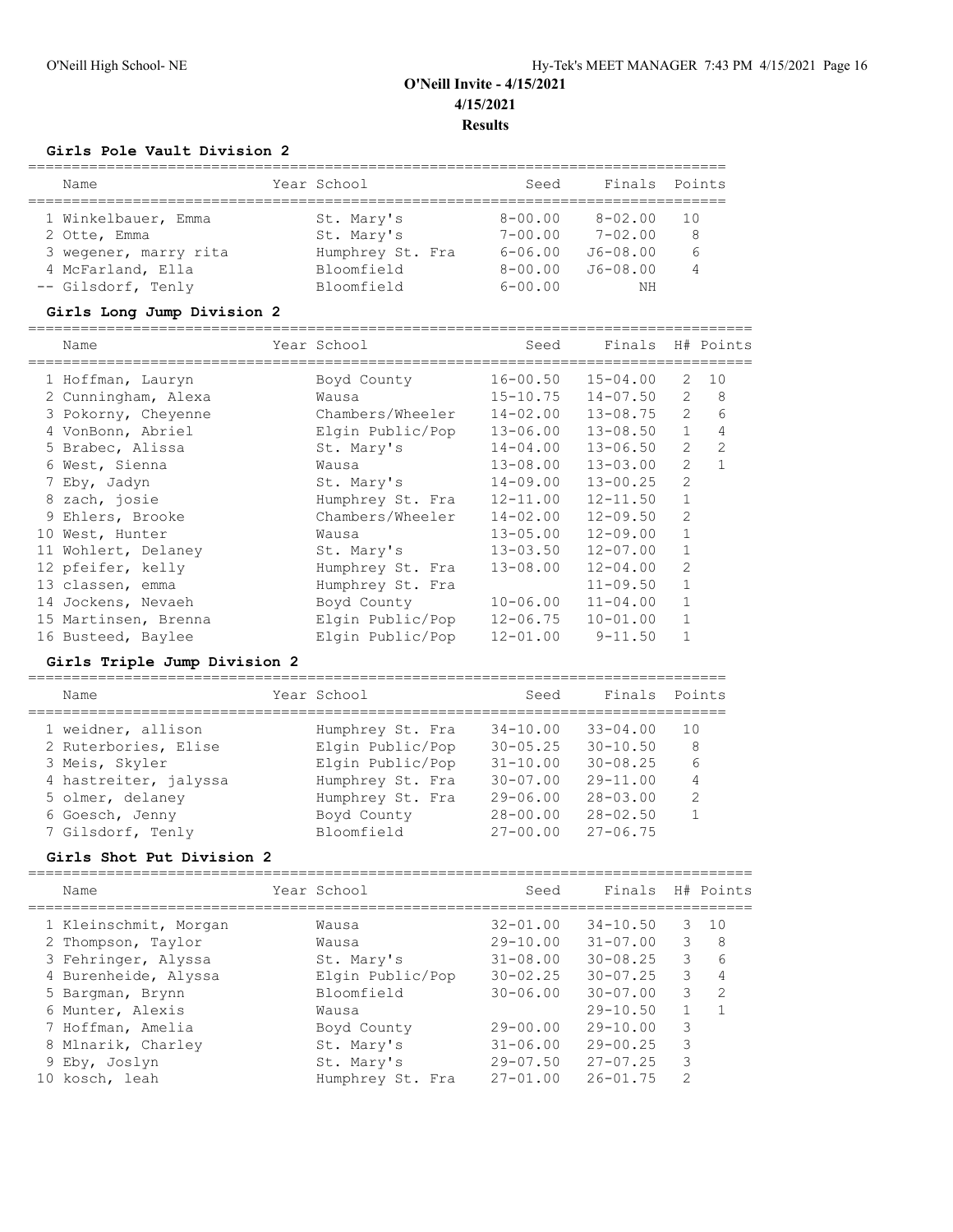# O'Neill Invite - 4/15/2021

4/15/2021

**Results**

### Girls Pole Vault Division 2

| | Name | Year | School | Seed | Finals | Points |
|---|---|---|---|---|---|---|
| 1 | Winkelbauer, Emma | | St. Mary's | 8-00.00 | 8-02.00 | 10 |
| 2 | Otte, Emma | | St. Mary's | 7-00.00 | 7-02.00 | 8 |
| 3 | wegener, marry rita | | Humphrey St. Fra | 6-06.00 | J6-08.00 | 6 |
| 4 | McFarland, Ella | | Bloomfield | 8-00.00 | J6-08.00 | 4 |
| -- | Gilsdorf, Tenly | | Bloomfield | 6-00.00 | NH | |

### Girls Long Jump Division 2

| | Name | Year | School | Seed | Finals | H# | Points |
|---|---|---|---|---|---|---|---|
| 1 | Hoffman, Lauryn | | Boyd County | 16-00.50 | 15-04.00 | 2 | 10 |
| 2 | Cunningham, Alexa | | Wausa | 15-10.75 | 14-07.50 | 2 | 8 |
| 3 | Pokorny, Cheyenne | | Chambers/Wheeler | 14-02.00 | 13-08.75 | 2 | 6 |
| 4 | VonBonn, Abriel | | Elgin Public/Pop | 13-06.00 | 13-08.50 | 1 | 4 |
| 5 | Brabec, Alissa | | St. Mary's | 14-04.00 | 13-06.50 | 2 | 2 |
| 6 | West, Sienna | | Wausa | 13-08.00 | 13-03.00 | 2 | 1 |
| 7 | Eby, Jadyn | | St. Mary's | 14-09.00 | 13-00.25 | 2 | |
| 8 | zach, josie | | Humphrey St. Fra | 12-11.00 | 12-11.50 | 1 | |
| 9 | Ehlers, Brooke | | Chambers/Wheeler | 14-02.00 | 12-09.50 | 2 | |
| 10 | West, Hunter | | Wausa | 13-05.00 | 12-09.00 | 1 | |
| 11 | Wohlert, Delaney | | St. Mary's | 13-03.50 | 12-07.00 | 1 | |
| 12 | pfeifer, kelly | | Humphrey St. Fra | 13-08.00 | 12-04.00 | 2 | |
| 13 | classen, emma | | Humphrey St. Fra | | 11-09.50 | 1 | |
| 14 | Jockens, Nevaeh | | Boyd County | 10-06.00 | 11-04.00 | 1 | |
| 15 | Martinsen, Brenna | | Elgin Public/Pop | 12-06.75 | 10-01.00 | 1 | |
| 16 | Busteed, Baylee | | Elgin Public/Pop | 12-01.00 | 9-11.50 | 1 | |

### Girls Triple Jump Division 2

| | Name | Year | School | Seed | Finals | Points |
|---|---|---|---|---|---|---|
| 1 | weidner, allison | | Humphrey St. Fra | 34-10.00 | 33-04.00 | 10 |
| 2 | Ruterbories, Elise | | Elgin Public/Pop | 30-05.25 | 30-10.50 | 8 |
| 3 | Meis, Skyler | | Elgin Public/Pop | 31-10.00 | 30-08.25 | 6 |
| 4 | hastreiter, jalyssa | | Humphrey St. Fra | 30-07.00 | 29-11.00 | 4 |
| 5 | olmer, delaney | | Humphrey St. Fra | 29-06.00 | 28-03.00 | 2 |
| 6 | Goesch, Jenny | | Boyd County | 28-00.00 | 28-02.50 | 1 |
| 7 | Gilsdorf, Tenly | | Bloomfield | 27-00.00 | 27-06.75 | |

### Girls Shot Put Division 2

| | Name | Year | School | Seed | Finals | H# | Points |
|---|---|---|---|---|---|---|---|
| 1 | Kleinschmit, Morgan | | Wausa | 32-01.00 | 34-10.50 | 3 | 10 |
| 2 | Thompson, Taylor | | Wausa | 29-10.00 | 31-07.00 | 3 | 8 |
| 3 | Fehringer, Alyssa | | St. Mary's | 31-08.00 | 30-08.25 | 3 | 6 |
| 4 | Burenheide, Alyssa | | Elgin Public/Pop | 30-02.25 | 30-07.25 | 3 | 4 |
| 5 | Bargman, Brynn | | Bloomfield | 30-06.00 | 30-07.00 | 3 | 2 |
| 6 | Munter, Alexis | | Wausa | | 29-10.50 | 1 | 1 |
| 7 | Hoffman, Amelia | | Boyd County | 29-00.00 | 29-10.00 | 3 | |
| 8 | Mlnarik, Charley | | St. Mary's | 31-06.00 | 29-00.25 | 3 | |
| 9 | Eby, Joslyn | | St. Mary's | 29-07.50 | 27-07.25 | 3 | |
| 10 | kosch, leah | | Humphrey St. Fra | 27-01.00 | 26-01.75 | 2 | |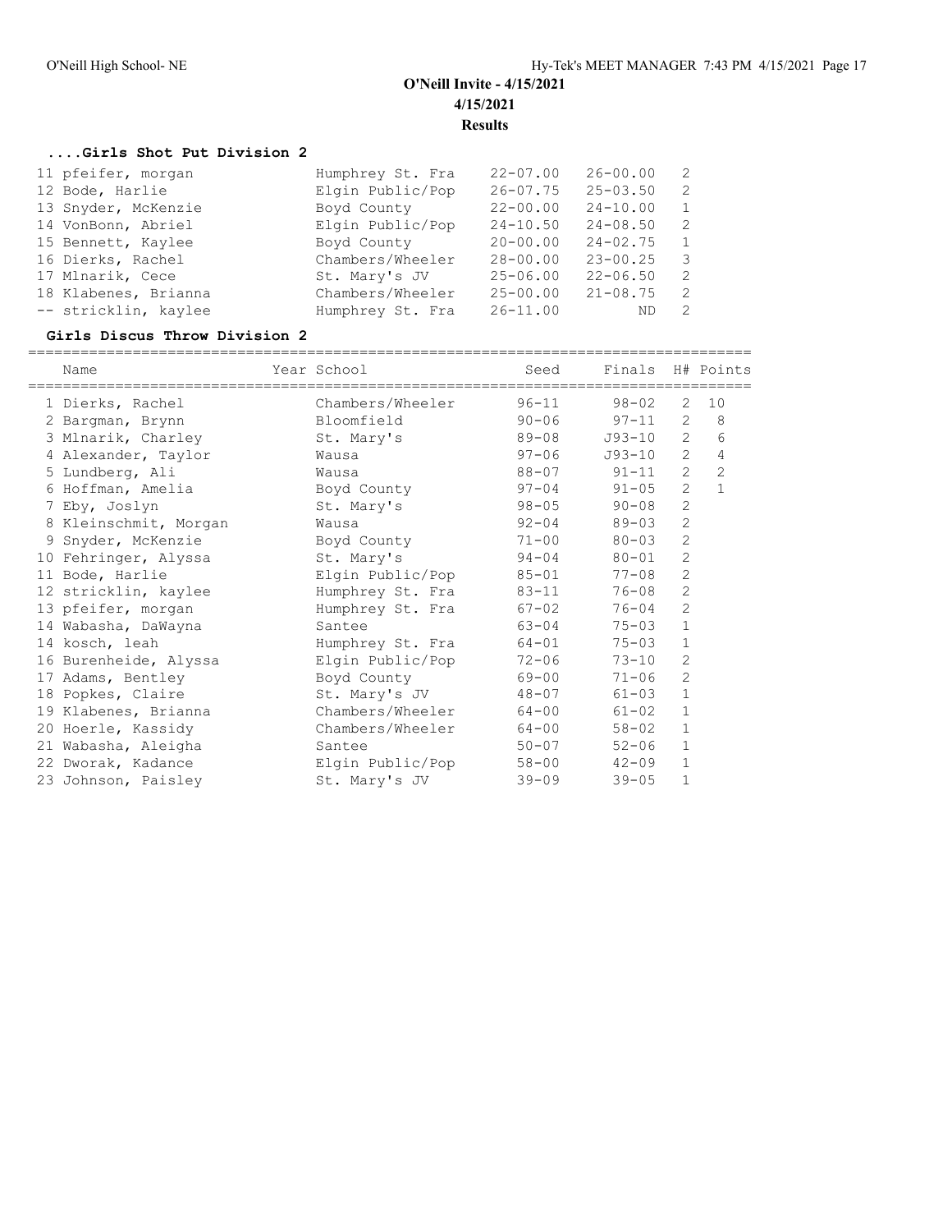# O'Neill Invite - 4/15/2021

4/15/2021

**Results**

### ....Girls Shot Put Division 2

| | | | | | |
|---|---|---|---|---|---|
| 11 | pfeifer, morgan | Humphrey St. Fra | 22-07.00 | 26-00.00 | 2 |
| 12 | Bode, Harlie | Elgin Public/Pop | 26-07.75 | 25-03.50 | 2 |
| 13 | Snyder, McKenzie | Boyd County | 22-00.00 | 24-10.00 | 1 |
| 14 | VonBonn, Abriel | Elgin Public/Pop | 24-10.50 | 24-08.50 | 2 |
| 15 | Bennett, Kaylee | Boyd County | 20-00.00 | 24-02.75 | 1 |
| 16 | Dierks, Rachel | Chambers/Wheeler | 28-00.00 | 23-00.25 | 3 |
| 17 | Mlnarik, Cece | St. Mary's JV | 25-06.00 | 22-06.50 | 2 |
| 18 | Klabenes, Brianna | Chambers/Wheeler | 25-00.00 | 21-08.75 | 2 |
| -- | stricklin, kaylee | Humphrey St. Fra | 26-11.00 | ND | 2 |

### Girls Discus Throw Division 2

| | Name | Year School | Seed | Finals | H# | Points |
|---|---|---|---|---|---|---|
| 1 | Dierks, Rachel | Chambers/Wheeler | 96-11 | 98-02 | 2 | 10 |
| 2 | Bargman, Brynn | Bloomfield | 90-06 | 97-11 | 2 | 8 |
| 3 | Mlnarik, Charley | St. Mary's | 89-08 | J93-10 | 2 | 6 |
| 4 | Alexander, Taylor | Wausa | 97-06 | J93-10 | 2 | 4 |
| 5 | Lundberg, Ali | Wausa | 88-07 | 91-11 | 2 | 2 |
| 6 | Hoffman, Amelia | Boyd County | 97-04 | 91-05 | 2 | 1 |
| 7 | Eby, Joslyn | St. Mary's | 98-05 | 90-08 | 2 | |
| 8 | Kleinschmit, Morgan | Wausa | 92-04 | 89-03 | 2 | |
| 9 | Snyder, McKenzie | Boyd County | 71-00 | 80-03 | 2 | |
| 10 | Fehringer, Alyssa | St. Mary's | 94-04 | 80-01 | 2 | |
| 11 | Bode, Harlie | Elgin Public/Pop | 85-01 | 77-08 | 2 | |
| 12 | stricklin, kaylee | Humphrey St. Fra | 83-11 | 76-08 | 2 | |
| 13 | pfeifer, morgan | Humphrey St. Fra | 67-02 | 76-04 | 2 | |
| 14 | Wabasha, DaWayna | Santee | 63-04 | 75-03 | 1 | |
| 14 | kosch, leah | Humphrey St. Fra | 64-01 | 75-03 | 1 | |
| 16 | Burenheide, Alyssa | Elgin Public/Pop | 72-06 | 73-10 | 2 | |
| 17 | Adams, Bentley | Boyd County | 69-00 | 71-06 | 2 | |
| 18 | Popkes, Claire | St. Mary's JV | 48-07 | 61-03 | 1 | |
| 19 | Klabenes, Brianna | Chambers/Wheeler | 64-00 | 61-02 | 1 | |
| 20 | Hoerle, Kassidy | Chambers/Wheeler | 64-00 | 58-02 | 1 | |
| 21 | Wabasha, Aleigha | Santee | 50-07 | 52-06 | 1 | |
| 22 | Dworak, Kadance | Elgin Public/Pop | 58-00 | 42-09 | 1 | |
| 23 | Johnson, Paisley | St. Mary's JV | 39-09 | 39-05 | 1 | |